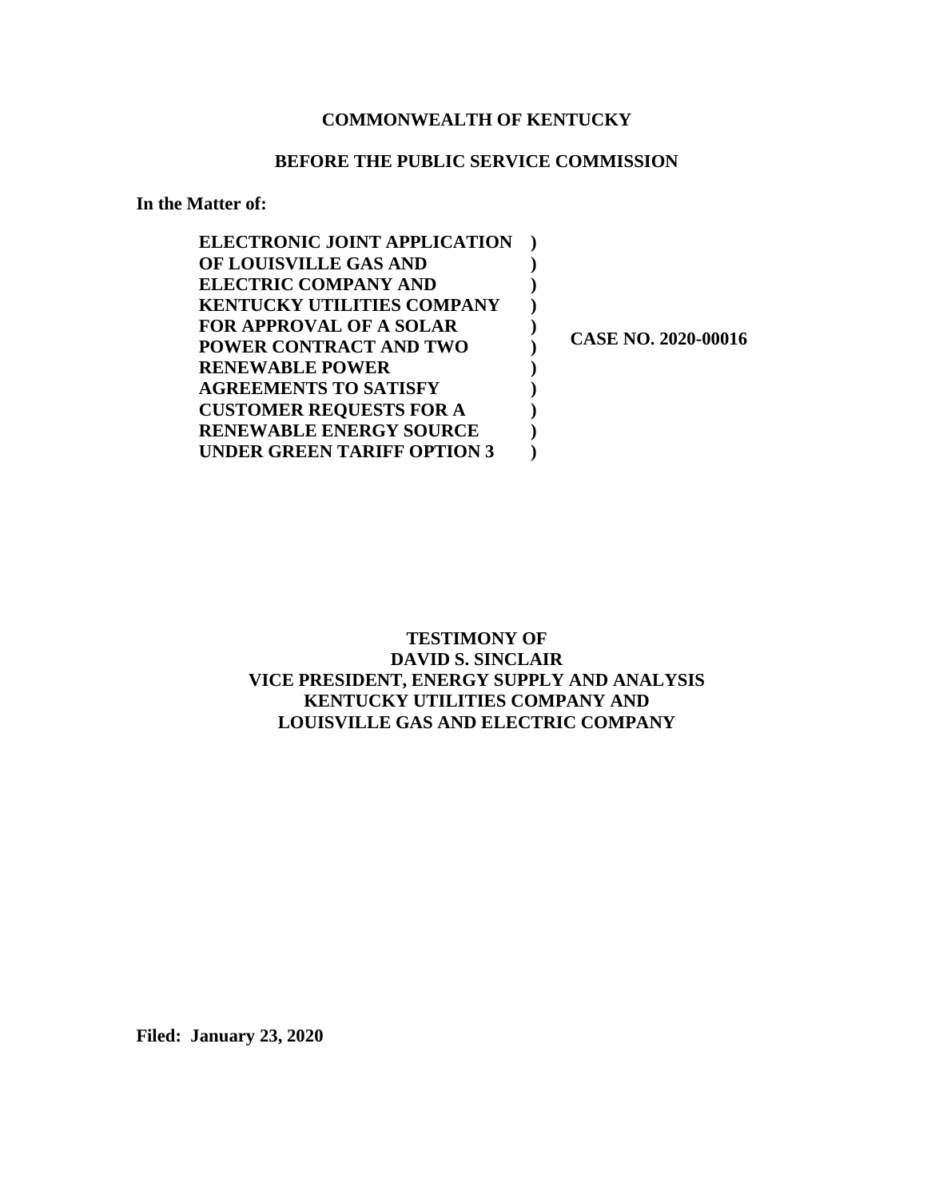**COMMONWEALTH OF KENTUCKY**

**BEFORE THE PUBLIC SERVICE COMMISSION**

**In the Matter of:**

| | | |
|---|---|---|
| **ELECTRONIC JOINT APPLICATION OF LOUISVILLE GAS AND ELECTRIC COMPANY AND KENTUCKY UTILITIES COMPANY FOR APPROVAL OF A SOLAR POWER CONTRACT AND TWO RENEWABLE POWER AGREEMENTS TO SATISFY CUSTOMER REQUESTS FOR A RENEWABLE ENERGY SOURCE UNDER GREEN TARIFF OPTION 3** | **)** | **CASE NO. 2020-00016** |

**TESTIMONY OF**
**DAVID S. SINCLAIR**
**VICE PRESIDENT, ENERGY SUPPLY AND ANALYSIS**
**KENTUCKY UTILITIES COMPANY AND**
**LOUISVILLE GAS AND ELECTRIC COMPANY**

**Filed: January 23, 2020**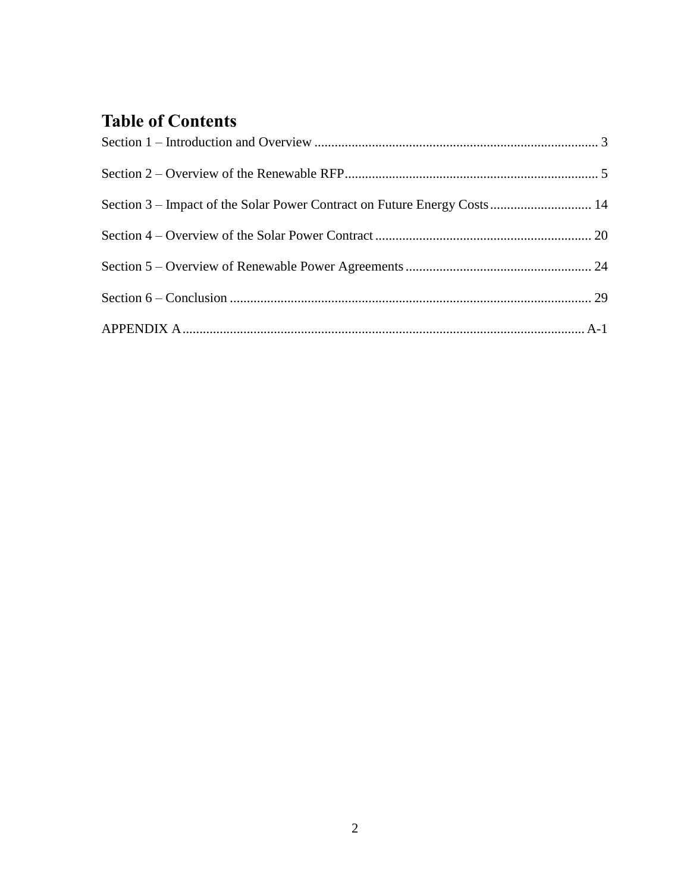# Table of Contents

Section 1 – Introduction and Overview ..................................................................................... 3

Section 2 – Overview of the Renewable RFP.......................................................................... 5

Section 3 – Impact of the Solar Power Contract on Future Energy Costs .............................. 14

Section 4 – Overview of the Solar Power Contract ................................................................ 20

Section 5 – Overview of Renewable Power Agreements ....................................................... 24

Section 6 – Conclusion .......................................................................................................... 29

APPENDIX A.......................................................................................................................A-1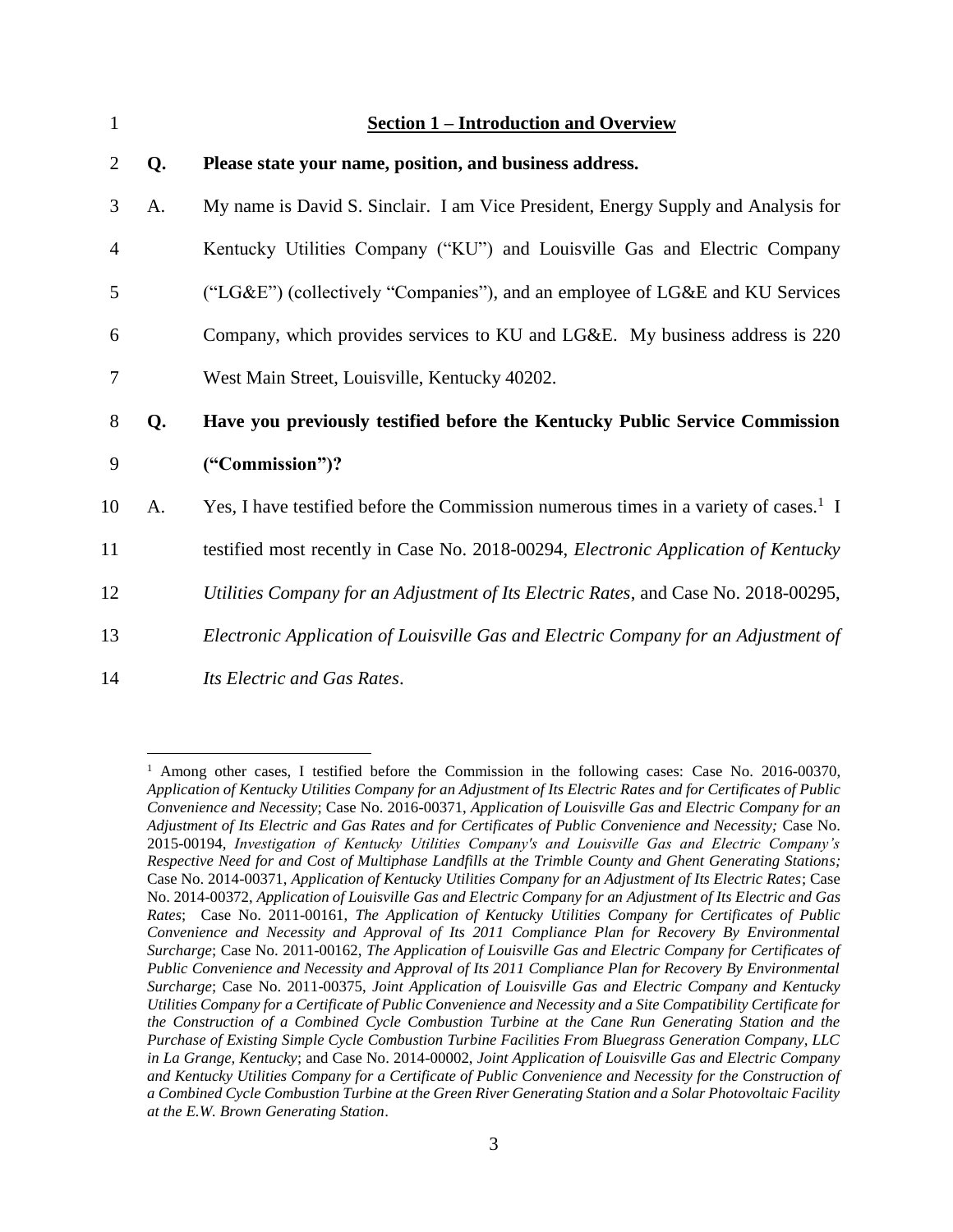## Section 1 – Introduction and Overview

**Q. Please state your name, position, and business address.**

A. My name is David S. Sinclair. I am Vice President, Energy Supply and Analysis for Kentucky Utilities Company ("KU") and Louisville Gas and Electric Company ("LG&E") (collectively "Companies"), and an employee of LG&E and KU Services Company, which provides services to KU and LG&E. My business address is 220 West Main Street, Louisville, Kentucky 40202.

**Q. Have you previously testified before the Kentucky Public Service Commission ("Commission")?**

A. Yes, I have testified before the Commission numerous times in a variety of cases.[1] I testified most recently in Case No. 2018-00294, *Electronic Application of Kentucky Utilities Company for an Adjustment of Its Electric Rates*, and Case No. 2018-00295, *Electronic Application of Louisville Gas and Electric Company for an Adjustment of Its Electric and Gas Rates*.

---

[1] Among other cases, I testified before the Commission in the following cases: Case No. 2016-00370, *Application of Kentucky Utilities Company for an Adjustment of Its Electric Rates and for Certificates of Public Convenience and Necessity*; Case No. 2016-00371, *Application of Louisville Gas and Electric Company for an Adjustment of Its Electric and Gas Rates and for Certificates of Public Convenience and Necessity;* Case No. 2015-00194, *Investigation of Kentucky Utilities Company's and Louisville Gas and Electric Company's Respective Need for and Cost of Multiphase Landfills at the Trimble County and Ghent Generating Stations;* Case No. 2014-00371, *Application of Kentucky Utilities Company for an Adjustment of Its Electric Rates*; Case No. 2014-00372, *Application of Louisville Gas and Electric Company for an Adjustment of Its Electric and Gas Rates*; Case No. 2011-00161, *The Application of Kentucky Utilities Company for Certificates of Public Convenience and Necessity and Approval of Its 2011 Compliance Plan for Recovery By Environmental Surcharge*; Case No. 2011-00162, *The Application of Louisville Gas and Electric Company for Certificates of Public Convenience and Necessity and Approval of Its 2011 Compliance Plan for Recovery By Environmental Surcharge*; Case No. 2011-00375, *Joint Application of Louisville Gas and Electric Company and Kentucky Utilities Company for a Certificate of Public Convenience and Necessity and a Site Compatibility Certificate for the Construction of a Combined Cycle Combustion Turbine at the Cane Run Generating Station and the Purchase of Existing Simple Cycle Combustion Turbine Facilities From Bluegrass Generation Company, LLC in La Grange, Kentucky*; and Case No. 2014-00002, *Joint Application of Louisville Gas and Electric Company and Kentucky Utilities Company for a Certificate of Public Convenience and Necessity for the Construction of a Combined Cycle Combustion Turbine at the Green River Generating Station and a Solar Photovoltaic Facility at the E.W. Brown Generating Station*.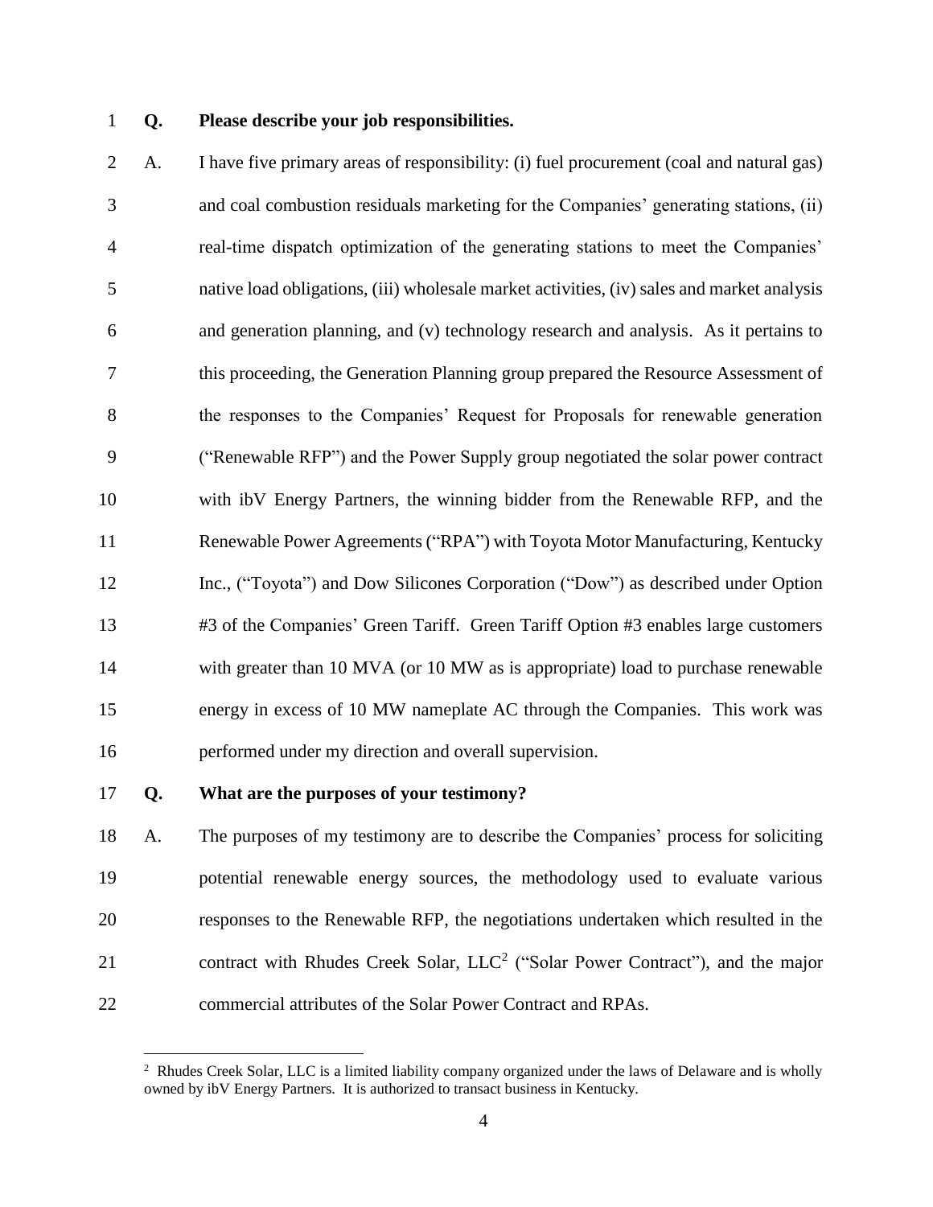**Q. Please describe your job responsibilities.**

A. I have five primary areas of responsibility: (i) fuel procurement (coal and natural gas) and coal combustion residuals marketing for the Companies' generating stations, (ii) real-time dispatch optimization of the generating stations to meet the Companies' native load obligations, (iii) wholesale market activities, (iv) sales and market analysis and generation planning, and (v) technology research and analysis. As it pertains to this proceeding, the Generation Planning group prepared the Resource Assessment of the responses to the Companies' Request for Proposals for renewable generation ("Renewable RFP") and the Power Supply group negotiated the solar power contract with ibV Energy Partners, the winning bidder from the Renewable RFP, and the Renewable Power Agreements ("RPA") with Toyota Motor Manufacturing, Kentucky Inc., ("Toyota") and Dow Silicones Corporation ("Dow") as described under Option #3 of the Companies' Green Tariff. Green Tariff Option #3 enables large customers with greater than 10 MVA (or 10 MW as is appropriate) load to purchase renewable energy in excess of 10 MW nameplate AC through the Companies. This work was performed under my direction and overall supervision.

**Q. What are the purposes of your testimony?**

A. The purposes of my testimony are to describe the Companies' process for soliciting potential renewable energy sources, the methodology used to evaluate various responses to the Renewable RFP, the negotiations undertaken which resulted in the contract with Rhudes Creek Solar, LLC[2] ("Solar Power Contract"), and the major commercial attributes of the Solar Power Contract and RPAs.

---

[2] Rhudes Creek Solar, LLC is a limited liability company organized under the laws of Delaware and is wholly owned by ibV Energy Partners. It is authorized to transact business in Kentucky.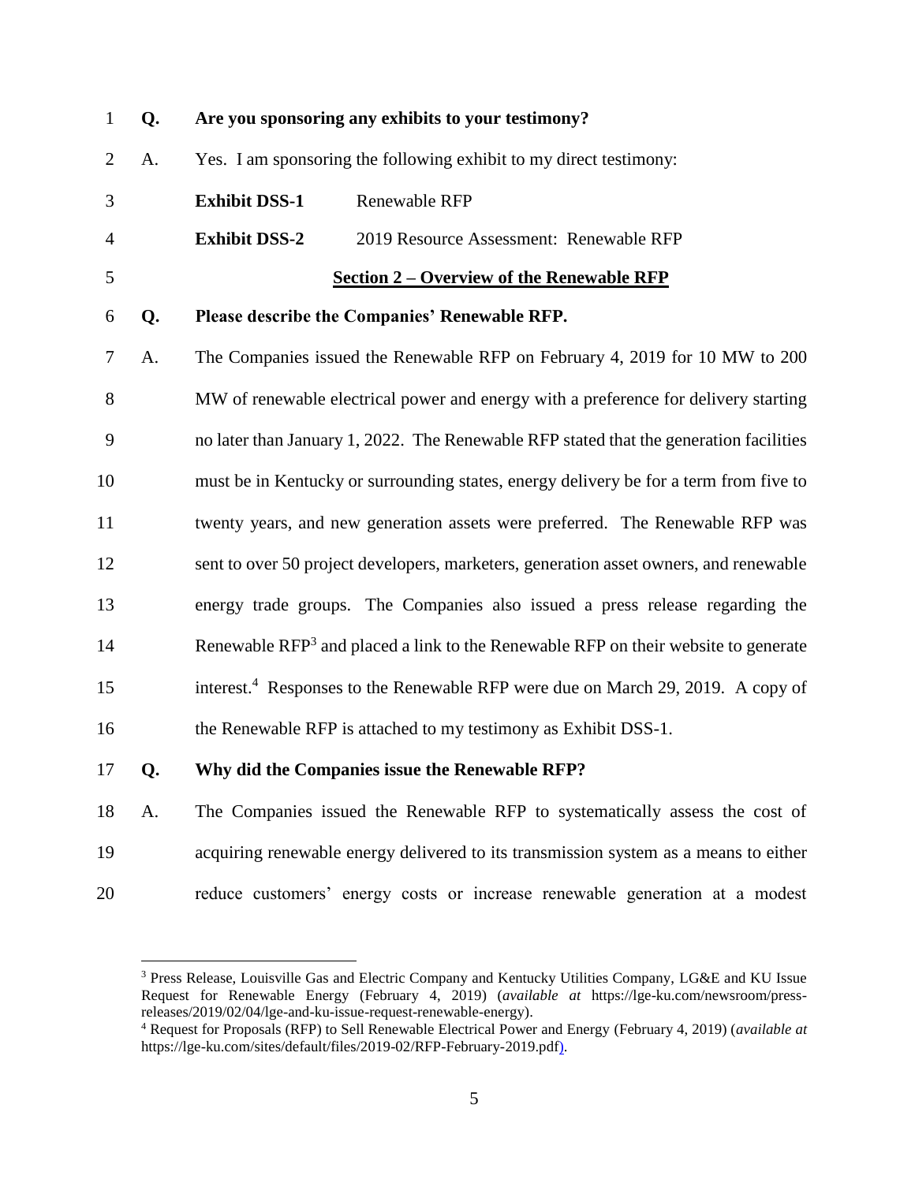**Q. Are you sponsoring any exhibits to your testimony?**

A. Yes. I am sponsoring the following exhibit to my direct testimony:

**Exhibit DSS-1** Renewable RFP

**Exhibit DSS-2** 2019 Resource Assessment: Renewable RFP

## Section 2 – Overview of the Renewable RFP

**Q. Please describe the Companies' Renewable RFP.**

A. The Companies issued the Renewable RFP on February 4, 2019 for 10 MW to 200 MW of renewable electrical power and energy with a preference for delivery starting no later than January 1, 2022. The Renewable RFP stated that the generation facilities must be in Kentucky or surrounding states, energy delivery be for a term from five to twenty years, and new generation assets were preferred. The Renewable RFP was sent to over 50 project developers, marketers, generation asset owners, and renewable energy trade groups. The Companies also issued a press release regarding the Renewable RFP[3] and placed a link to the Renewable RFP on their website to generate interest.[4] Responses to the Renewable RFP were due on March 29, 2019. A copy of the Renewable RFP is attached to my testimony as Exhibit DSS-1.

**Q. Why did the Companies issue the Renewable RFP?**

A. The Companies issued the Renewable RFP to systematically assess the cost of acquiring renewable energy delivered to its transmission system as a means to either reduce customers' energy costs or increase renewable generation at a modest

---

[3] Press Release, Louisville Gas and Electric Company and Kentucky Utilities Company, LG&E and KU Issue Request for Renewable Energy (February 4, 2019) (*available at* https://lge-ku.com/newsroom/press-releases/2019/02/04/lge-and-ku-issue-request-renewable-energy).

[4] Request for Proposals (RFP) to Sell Renewable Electrical Power and Energy (February 4, 2019) (*available at* https://lge-ku.com/sites/default/files/2019-02/RFP-February-2019.pdf).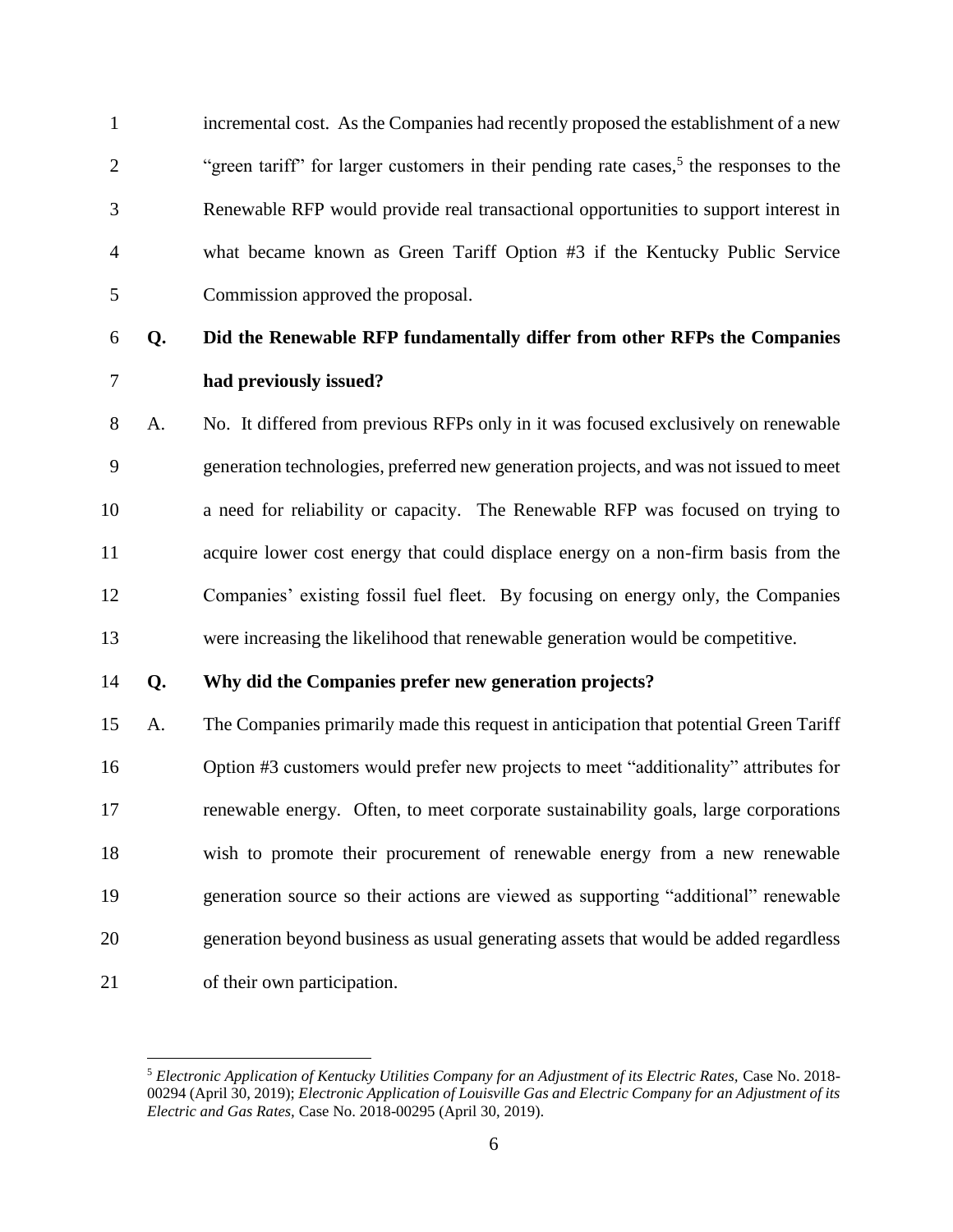incremental cost. As the Companies had recently proposed the establishment of a new "green tariff" for larger customers in their pending rate cases,[5] the responses to the Renewable RFP would provide real transactional opportunities to support interest in what became known as Green Tariff Option #3 if the Kentucky Public Service Commission approved the proposal.

**Q. Did the Renewable RFP fundamentally differ from other RFPs the Companies had previously issued?**

A. No. It differed from previous RFPs only in it was focused exclusively on renewable generation technologies, preferred new generation projects, and was not issued to meet a need for reliability or capacity. The Renewable RFP was focused on trying to acquire lower cost energy that could displace energy on a non-firm basis from the Companies' existing fossil fuel fleet. By focusing on energy only, the Companies were increasing the likelihood that renewable generation would be competitive.

**Q. Why did the Companies prefer new generation projects?**

A. The Companies primarily made this request in anticipation that potential Green Tariff Option #3 customers would prefer new projects to meet "additionality" attributes for renewable energy. Often, to meet corporate sustainability goals, large corporations wish to promote their procurement of renewable energy from a new renewable generation source so their actions are viewed as supporting "additional" renewable generation beyond business as usual generating assets that would be added regardless of their own participation.

---

[5] *Electronic Application of Kentucky Utilities Company for an Adjustment of its Electric Rates,* Case No. 2018-00294 (April 30, 2019); *Electronic Application of Louisville Gas and Electric Company for an Adjustment of its Electric and Gas Rates,* Case No. 2018-00295 (April 30, 2019).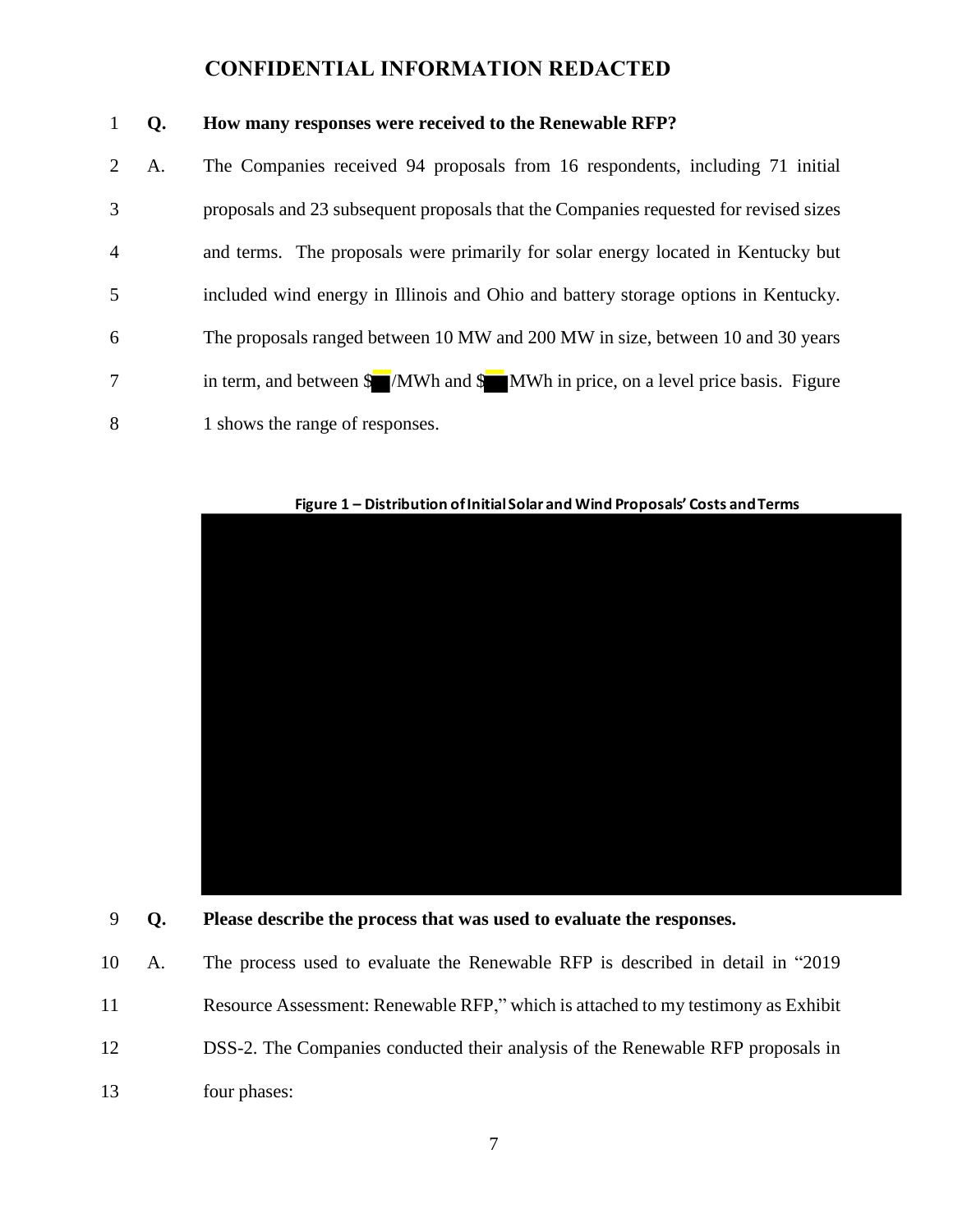# CONFIDENTIAL INFORMATION REDACTED

**Q. How many responses were received to the Renewable RFP?**

A. The Companies received 94 proposals from 16 respondents, including 71 initial proposals and 23 subsequent proposals that the Companies requested for revised sizes and terms. The proposals were primarily for solar energy located in Kentucky but included wind energy in Illinois and Ohio and battery storage options in Kentucky. The proposals ranged between 10 MW and 200 MW in size, between 10 and 30 years in term, and between $[REDACTED]/MWh and $[REDACTED]/MWh in price, on a level price basis. Figure 1 shows the range of responses.

**Figure 1 – Distribution of Initial Solar and Wind Proposals' Costs and Terms**

[REDACTED]

**Q. Please describe the process that was used to evaluate the responses.**

A. The process used to evaluate the Renewable RFP is described in detail in "2019 Resource Assessment: Renewable RFP," which is attached to my testimony as Exhibit DSS-2. The Companies conducted their analysis of the Renewable RFP proposals in four phases: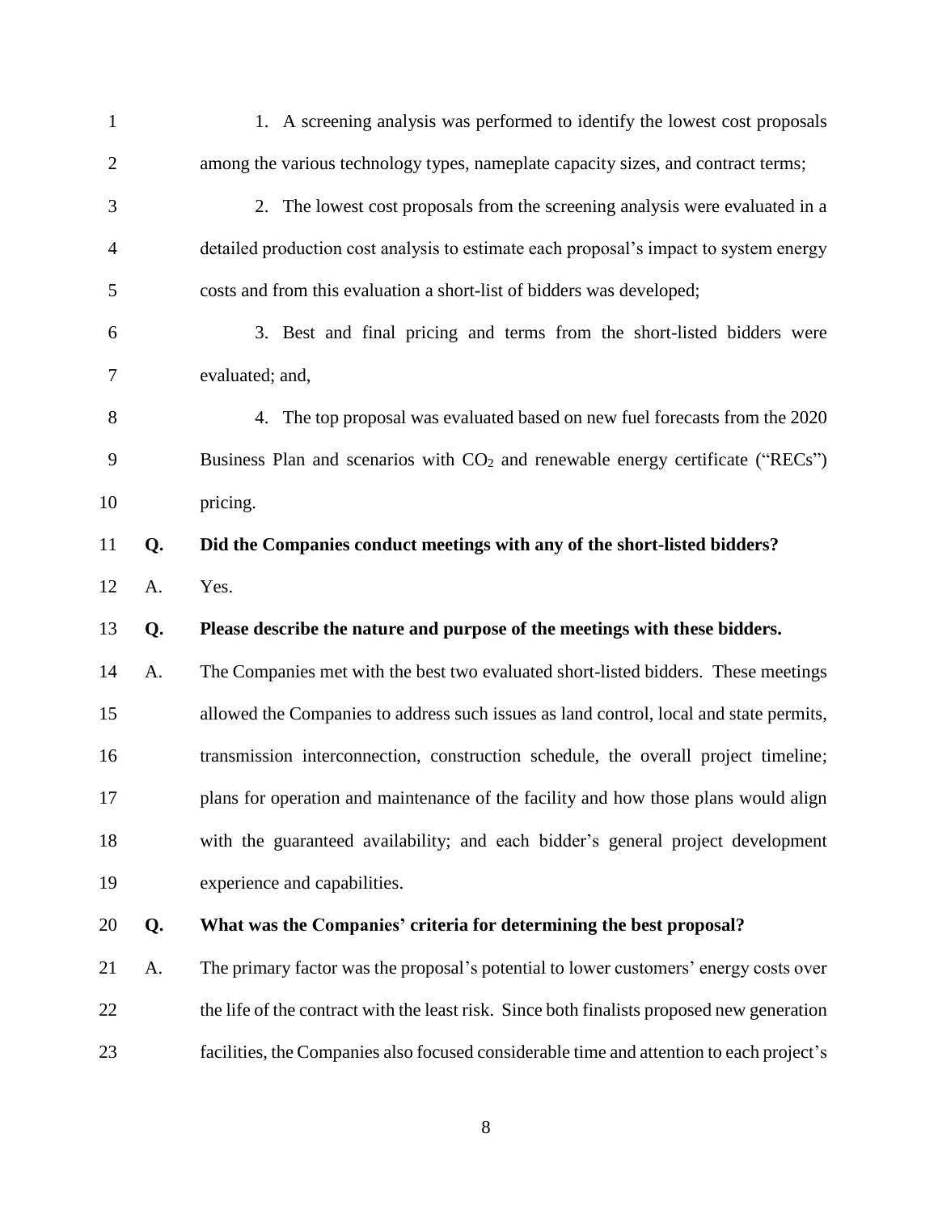1. A screening analysis was performed to identify the lowest cost proposals among the various technology types, nameplate capacity sizes, and contract terms;

2. The lowest cost proposals from the screening analysis were evaluated in a detailed production cost analysis to estimate each proposal's impact to system energy costs and from this evaluation a short-list of bidders was developed;

3. Best and final pricing and terms from the short-listed bidders were evaluated; and,

4. The top proposal was evaluated based on new fuel forecasts from the 2020 Business Plan and scenarios with $CO_2$ and renewable energy certificate ("RECs") pricing.

**Q. Did the Companies conduct meetings with any of the short-listed bidders?**

A. Yes.

**Q. Please describe the nature and purpose of the meetings with these bidders.**

A. The Companies met with the best two evaluated short-listed bidders. These meetings allowed the Companies to address such issues as land control, local and state permits, transmission interconnection, construction schedule, the overall project timeline; plans for operation and maintenance of the facility and how those plans would align with the guaranteed availability; and each bidder's general project development experience and capabilities.

**Q. What was the Companies' criteria for determining the best proposal?**

A. The primary factor was the proposal's potential to lower customers' energy costs over the life of the contract with the least risk. Since both finalists proposed new generation facilities, the Companies also focused considerable time and attention to each project's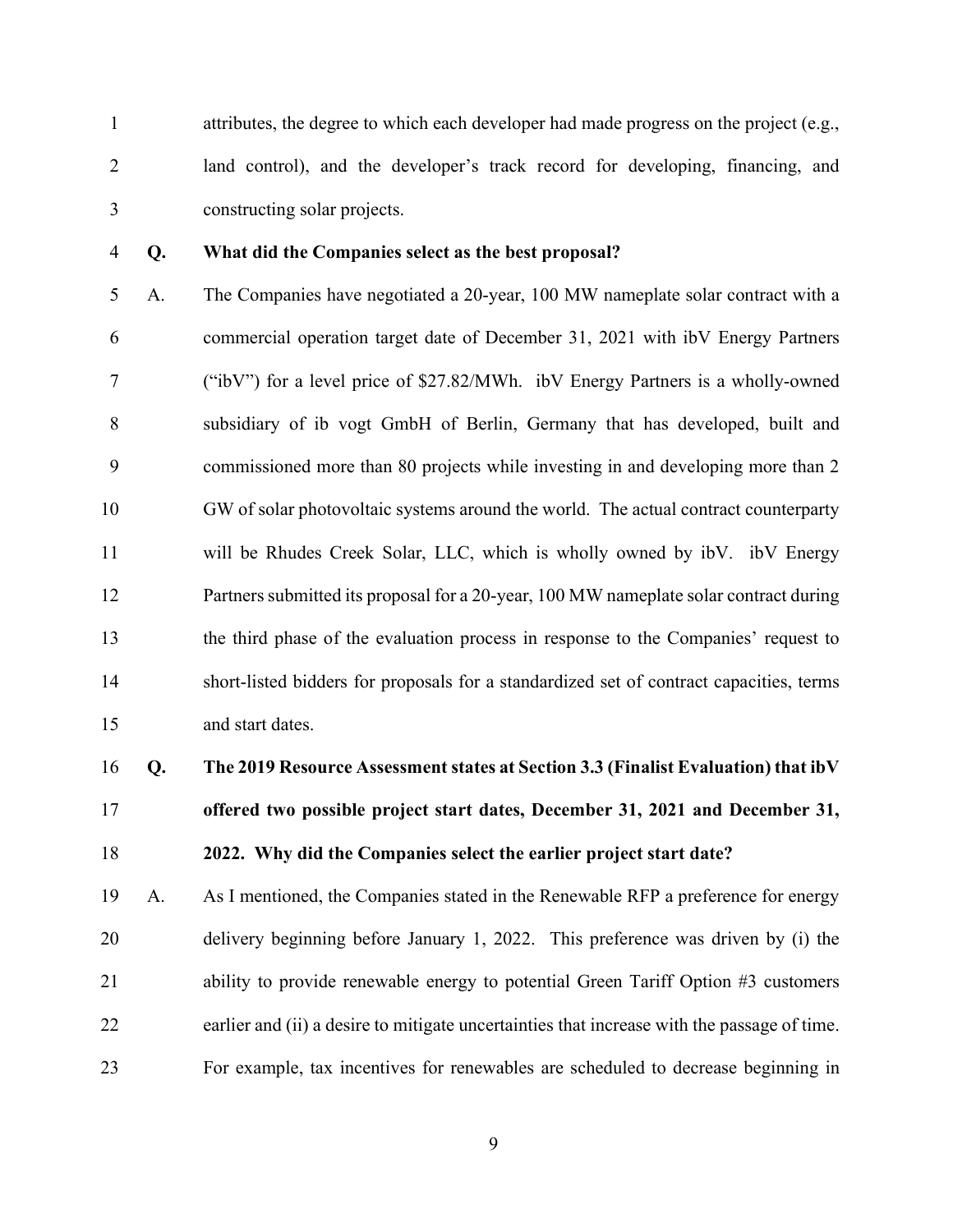attributes, the degree to which each developer had made progress on the project (e.g., land control), and the developer's track record for developing, financing, and constructing solar projects.

**Q. What did the Companies select as the best proposal?**

A. The Companies have negotiated a 20-year, 100 MW nameplate solar contract with a commercial operation target date of December 31, 2021 with ibV Energy Partners ("ibV") for a level price of \$27.82/MWh. ibV Energy Partners is a wholly-owned subsidiary of ib vogt GmbH of Berlin, Germany that has developed, built and commissioned more than 80 projects while investing in and developing more than 2 GW of solar photovoltaic systems around the world. The actual contract counterparty will be Rhudes Creek Solar, LLC, which is wholly owned by ibV. ibV Energy Partners submitted its proposal for a 20-year, 100 MW nameplate solar contract during the third phase of the evaluation process in response to the Companies' request to short-listed bidders for proposals for a standardized set of contract capacities, terms and start dates.

**Q. The 2019 Resource Assessment states at Section 3.3 (Finalist Evaluation) that ibV offered two possible project start dates, December 31, 2021 and December 31, 2022. Why did the Companies select the earlier project start date?**

A. As I mentioned, the Companies stated in the Renewable RFP a preference for energy delivery beginning before January 1, 2022. This preference was driven by (i) the ability to provide renewable energy to potential Green Tariff Option #3 customers earlier and (ii) a desire to mitigate uncertainties that increase with the passage of time. For example, tax incentives for renewables are scheduled to decrease beginning in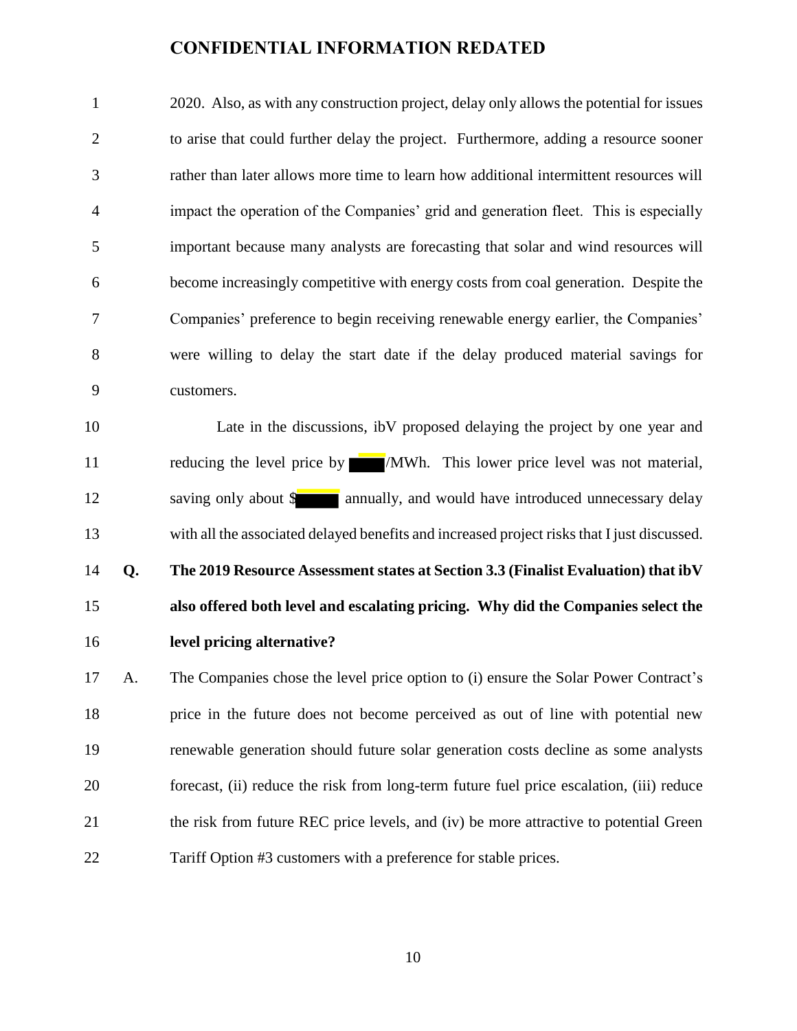# CONFIDENTIAL INFORMATION REDATED

2020. Also, as with any construction project, delay only allows the potential for issues to arise that could further delay the project. Furthermore, adding a resource sooner rather than later allows more time to learn how additional intermittent resources will impact the operation of the Companies' grid and generation fleet. This is especially important because many analysts are forecasting that solar and wind resources will become increasingly competitive with energy costs from coal generation. Despite the Companies' preference to begin receiving renewable energy earlier, the Companies' were willing to delay the start date if the delay produced material savings for customers.

Late in the discussions, ibV proposed delaying the project by one year and reducing the level price by ████/MWh. This lower price level was not material, saving only about $█████ annually, and would have introduced unnecessary delay with all the associated delayed benefits and increased project risks that I just discussed.

**Q. The 2019 Resource Assessment states at Section 3.3 (Finalist Evaluation) that ibV also offered both level and escalating pricing. Why did the Companies select the level pricing alternative?**

A. The Companies chose the level price option to (i) ensure the Solar Power Contract's price in the future does not become perceived as out of line with potential new renewable generation should future solar generation costs decline as some analysts forecast, (ii) reduce the risk from long-term future fuel price escalation, (iii) reduce the risk from future REC price levels, and (iv) be more attractive to potential Green Tariff Option #3 customers with a preference for stable prices.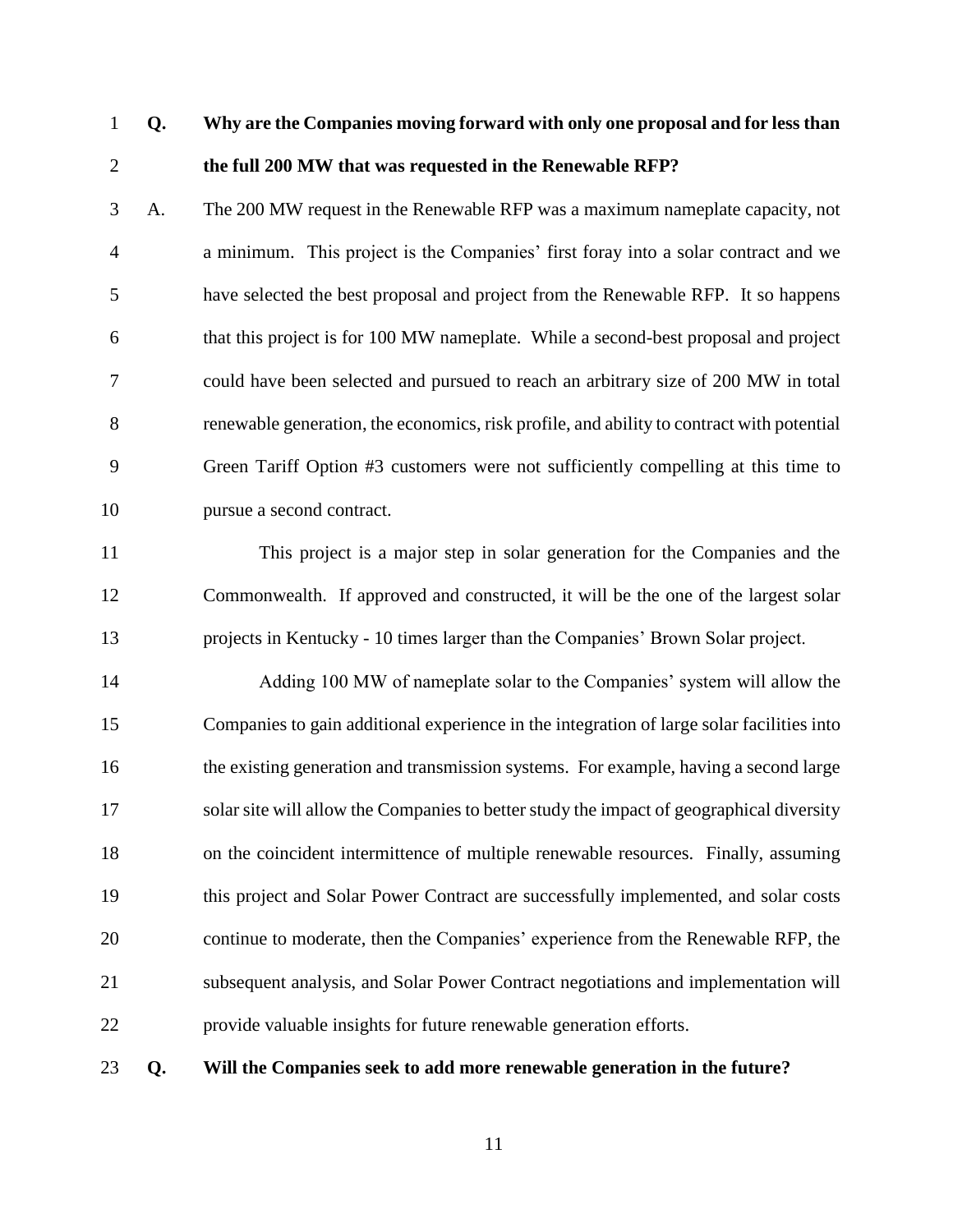**Q. Why are the Companies moving forward with only one proposal and for less than the full 200 MW that was requested in the Renewable RFP?**

A. The 200 MW request in the Renewable RFP was a maximum nameplate capacity, not a minimum. This project is the Companies' first foray into a solar contract and we have selected the best proposal and project from the Renewable RFP. It so happens that this project is for 100 MW nameplate. While a second-best proposal and project could have been selected and pursued to reach an arbitrary size of 200 MW in total renewable generation, the economics, risk profile, and ability to contract with potential Green Tariff Option #3 customers were not sufficiently compelling at this time to pursue a second contract.

This project is a major step in solar generation for the Companies and the Commonwealth. If approved and constructed, it will be the one of the largest solar projects in Kentucky - 10 times larger than the Companies' Brown Solar project.

Adding 100 MW of nameplate solar to the Companies' system will allow the Companies to gain additional experience in the integration of large solar facilities into the existing generation and transmission systems. For example, having a second large solar site will allow the Companies to better study the impact of geographical diversity on the coincident intermittence of multiple renewable resources. Finally, assuming this project and Solar Power Contract are successfully implemented, and solar costs continue to moderate, then the Companies' experience from the Renewable RFP, the subsequent analysis, and Solar Power Contract negotiations and implementation will provide valuable insights for future renewable generation efforts.

**Q. Will the Companies seek to add more renewable generation in the future?**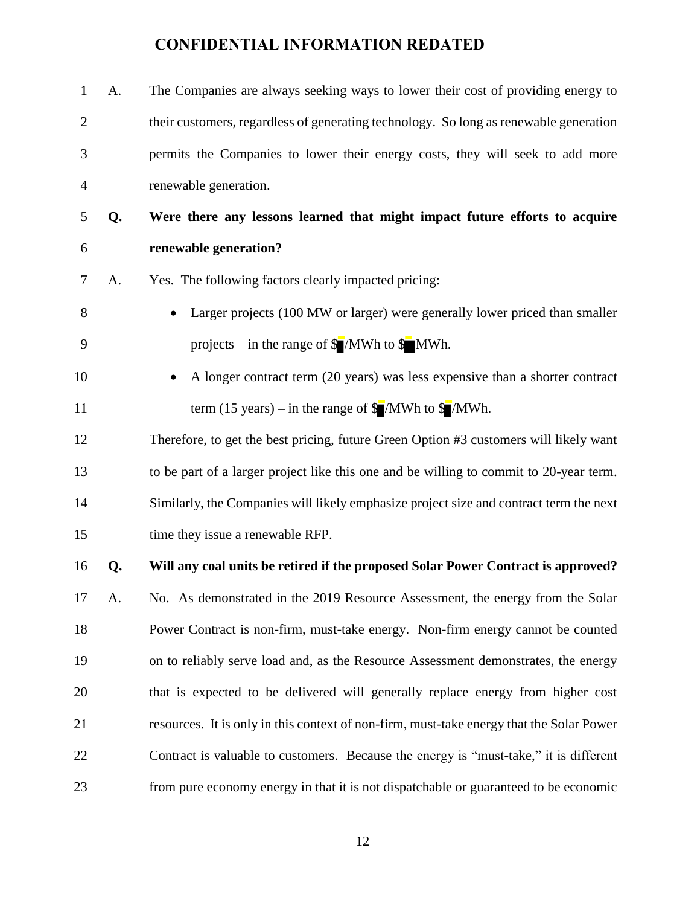# CONFIDENTIAL INFORMATION REDATED

A. The Companies are always seeking ways to lower their cost of providing energy to their customers, regardless of generating technology. So long as renewable generation permits the Companies to lower their energy costs, they will seek to add more renewable generation.

**Q. Were there any lessons learned that might impact future efforts to acquire renewable generation?**

A. Yes. The following factors clearly impacted pricing:

- Larger projects (100 MW or larger) were generally lower priced than smaller projects – in the range of $█/MWh to $█MWh.
- A longer contract term (20 years) was less expensive than a shorter contract term (15 years) – in the range of $█/MWh to $█/MWh.

Therefore, to get the best pricing, future Green Option #3 customers will likely want to be part of a larger project like this one and be willing to commit to 20-year term. Similarly, the Companies will likely emphasize project size and contract term the next time they issue a renewable RFP.

**Q. Will any coal units be retired if the proposed Solar Power Contract is approved?**

A. No. As demonstrated in the 2019 Resource Assessment, the energy from the Solar Power Contract is non-firm, must-take energy. Non-firm energy cannot be counted on to reliably serve load and, as the Resource Assessment demonstrates, the energy that is expected to be delivered will generally replace energy from higher cost resources. It is only in this context of non-firm, must-take energy that the Solar Power Contract is valuable to customers. Because the energy is "must-take," it is different from pure economy energy in that it is not dispatchable or guaranteed to be economic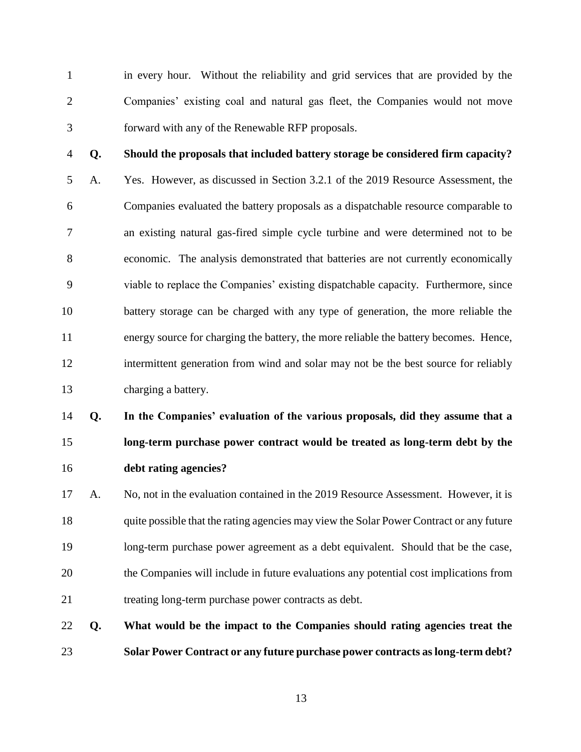in every hour. Without the reliability and grid services that are provided by the Companies' existing coal and natural gas fleet, the Companies would not move forward with any of the Renewable RFP proposals.

**Q. Should the proposals that included battery storage be considered firm capacity?**

A. Yes. However, as discussed in Section 3.2.1 of the 2019 Resource Assessment, the Companies evaluated the battery proposals as a dispatchable resource comparable to an existing natural gas-fired simple cycle turbine and were determined not to be economic. The analysis demonstrated that batteries are not currently economically viable to replace the Companies' existing dispatchable capacity. Furthermore, since battery storage can be charged with any type of generation, the more reliable the energy source for charging the battery, the more reliable the battery becomes. Hence, intermittent generation from wind and solar may not be the best source for reliably charging a battery.

**Q. In the Companies' evaluation of the various proposals, did they assume that a long-term purchase power contract would be treated as long-term debt by the debt rating agencies?**

A. No, not in the evaluation contained in the 2019 Resource Assessment. However, it is quite possible that the rating agencies may view the Solar Power Contract or any future long-term purchase power agreement as a debt equivalent. Should that be the case, the Companies will include in future evaluations any potential cost implications from treating long-term purchase power contracts as debt.

**Q. What would be the impact to the Companies should rating agencies treat the Solar Power Contract or any future purchase power contracts as long-term debt?**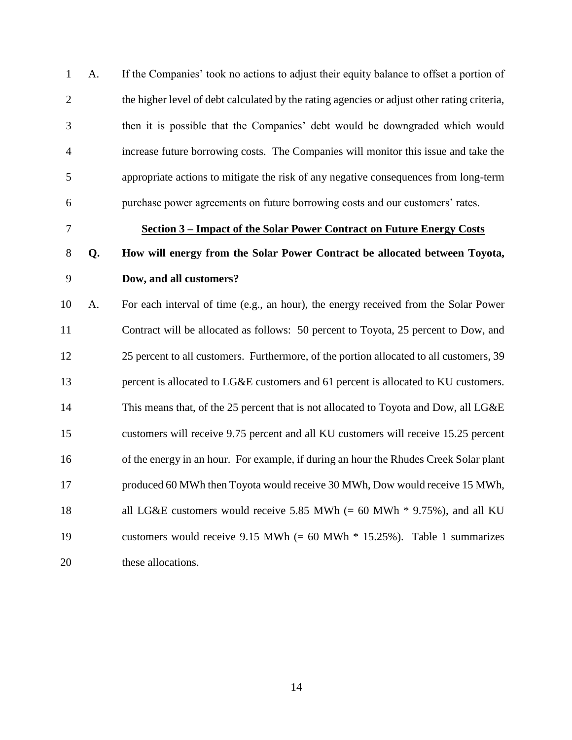A. If the Companies' took no actions to adjust their equity balance to offset a portion of the higher level of debt calculated by the rating agencies or adjust other rating criteria, then it is possible that the Companies' debt would be downgraded which would increase future borrowing costs. The Companies will monitor this issue and take the appropriate actions to mitigate the risk of any negative consequences from long-term purchase power agreements on future borrowing costs and our customers' rates.

## Section 3 – Impact of the Solar Power Contract on Future Energy Costs

**Q. How will energy from the Solar Power Contract be allocated between Toyota, Dow, and all customers?**

A. For each interval of time (e.g., an hour), the energy received from the Solar Power Contract will be allocated as follows: 50 percent to Toyota, 25 percent to Dow, and 25 percent to all customers. Furthermore, of the portion allocated to all customers, 39 percent is allocated to LG&E customers and 61 percent is allocated to KU customers. This means that, of the 25 percent that is not allocated to Toyota and Dow, all LG&E customers will receive 9.75 percent and all KU customers will receive 15.25 percent of the energy in an hour. For example, if during an hour the Rhudes Creek Solar plant produced 60 MWh then Toyota would receive 30 MWh, Dow would receive 15 MWh, all LG&E customers would receive 5.85 MWh (= 60 MWh * 9.75%), and all KU customers would receive 9.15 MWh (= 60 MWh * 15.25%). Table 1 summarizes these allocations.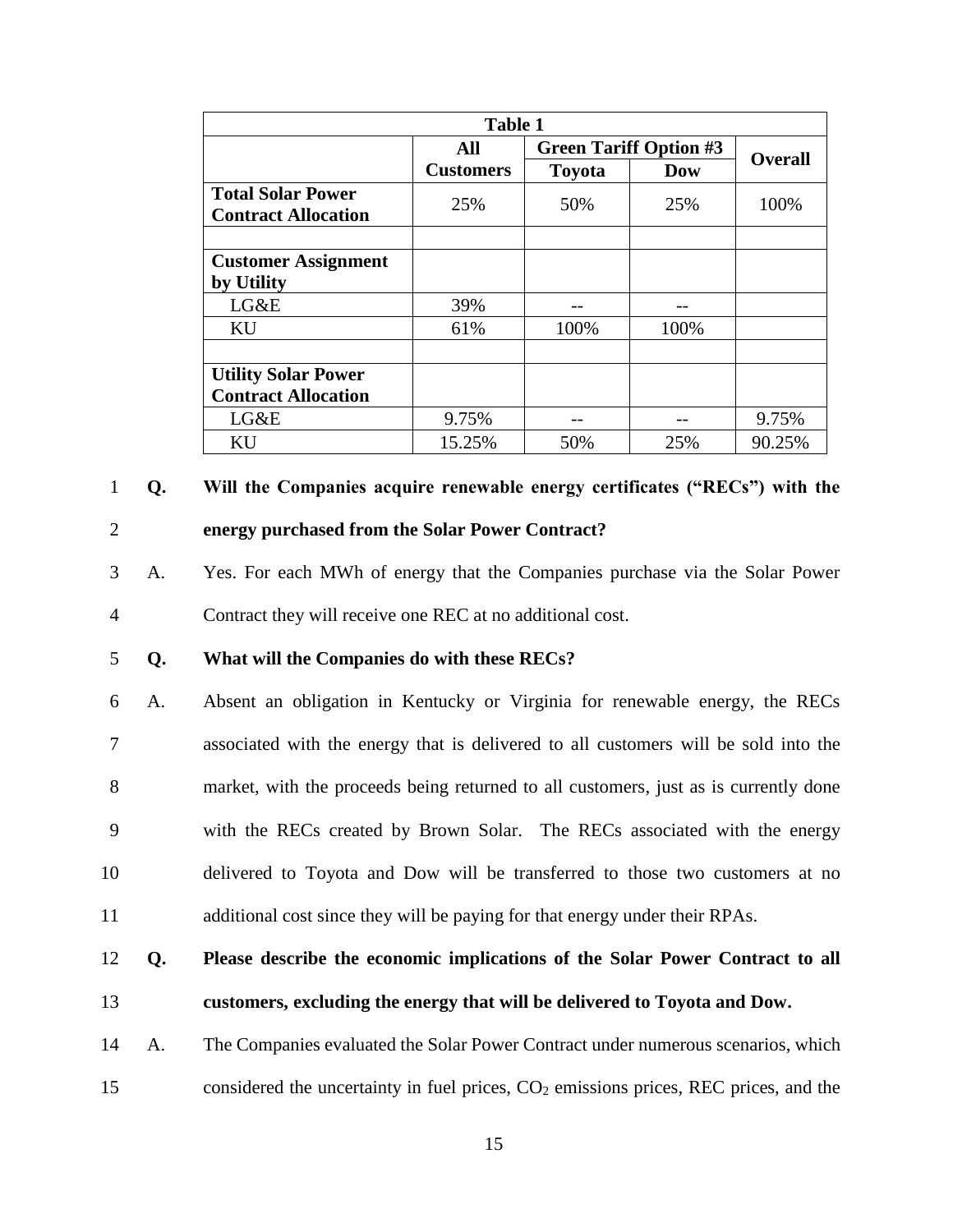| Table 1 | | | | |
|---|---|---|---|---|
| | All Customers | Green Tariff Option #3 | | Overall |
| | | Toyota | Dow | |
| **Total Solar Power Contract Allocation** | 25% | 50% | 25% | 100% |
| | | | | |
| **Customer Assignment by Utility** | | | | |
| LG&E | 39% | -- | -- | |
| KU | 61% | 100% | 100% | |
| | | | | |
| **Utility Solar Power Contract Allocation** | | | | |
| LG&E | 9.75% | -- | -- | 9.75% |
| KU | 15.25% | 50% | 25% | 90.25% |

**Q. Will the Companies acquire renewable energy certificates ("RECs") with the energy purchased from the Solar Power Contract?**

A. Yes. For each MWh of energy that the Companies purchase via the Solar Power Contract they will receive one REC at no additional cost.

**Q. What will the Companies do with these RECs?**

A. Absent an obligation in Kentucky or Virginia for renewable energy, the RECs associated with the energy that is delivered to all customers will be sold into the market, with the proceeds being returned to all customers, just as is currently done with the RECs created by Brown Solar. The RECs associated with the energy delivered to Toyota and Dow will be transferred to those two customers at no additional cost since they will be paying for that energy under their RPAs.

**Q. Please describe the economic implications of the Solar Power Contract to all customers, excluding the energy that will be delivered to Toyota and Dow.**

A. The Companies evaluated the Solar Power Contract under numerous scenarios, which considered the uncertainty in fuel prices, $CO_2$ emissions prices, REC prices, and the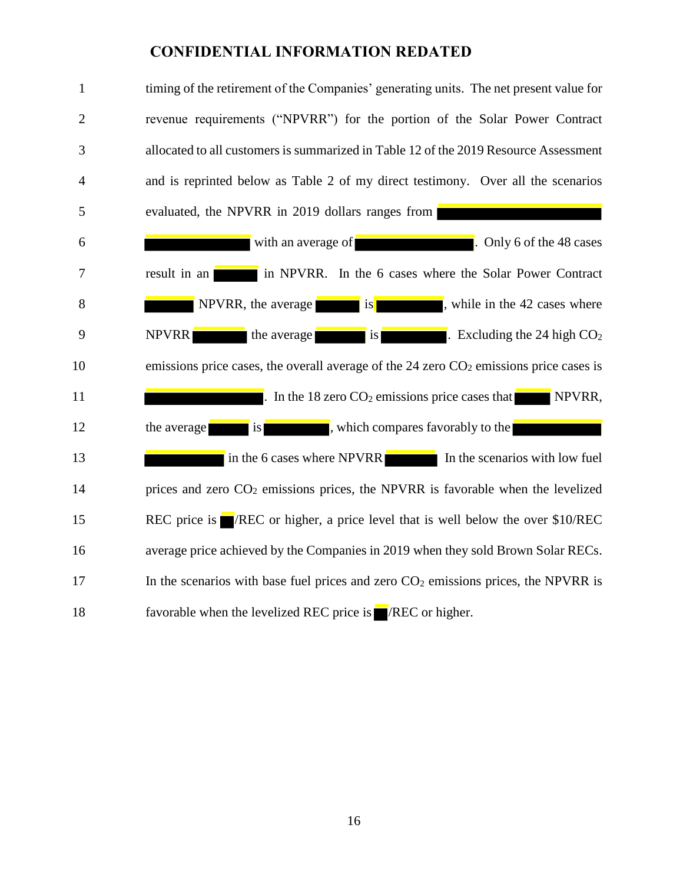# CONFIDENTIAL INFORMATION REDATED

timing of the retirement of the Companies' generating units. The net present value for revenue requirements ("NPVRR") for the portion of the Solar Power Contract allocated to all customers is summarized in Table 12 of the 2019 Resource Assessment and is reprinted below as Table 2 of my direct testimony. Over all the scenarios evaluated, the NPVRR in 2019 dollars ranges from ████████████ ████████████ with an average of ████████████. Only 6 of the 48 cases result in an ████ in NPVRR. In the 6 cases where the Solar Power Contract ████ NPVRR, the average ████ is ██████, while in the 42 cases where NPVRR █████ the average █████ is ██████. Excluding the 24 high $CO_2$ emissions price cases, the overall average of the 24 zero $CO_2$ emissions price cases is ████████████. In the 18 zero $CO_2$ emissions price cases that ████ NPVRR, the average ████ is ██████, which compares favorably to the ████████ ████████ in the 6 cases where NPVRR █████ In the scenarios with low fuel prices and zero $CO_2$ emissions prices, the NPVRR is favorable when the levelized REC price is █/REC or higher, a price level that is well below the over $10/REC average price achieved by the Companies in 2019 when they sold Brown Solar RECs. In the scenarios with base fuel prices and zero $CO_2$ emissions prices, the NPVRR is favorable when the levelized REC price is █/REC or higher.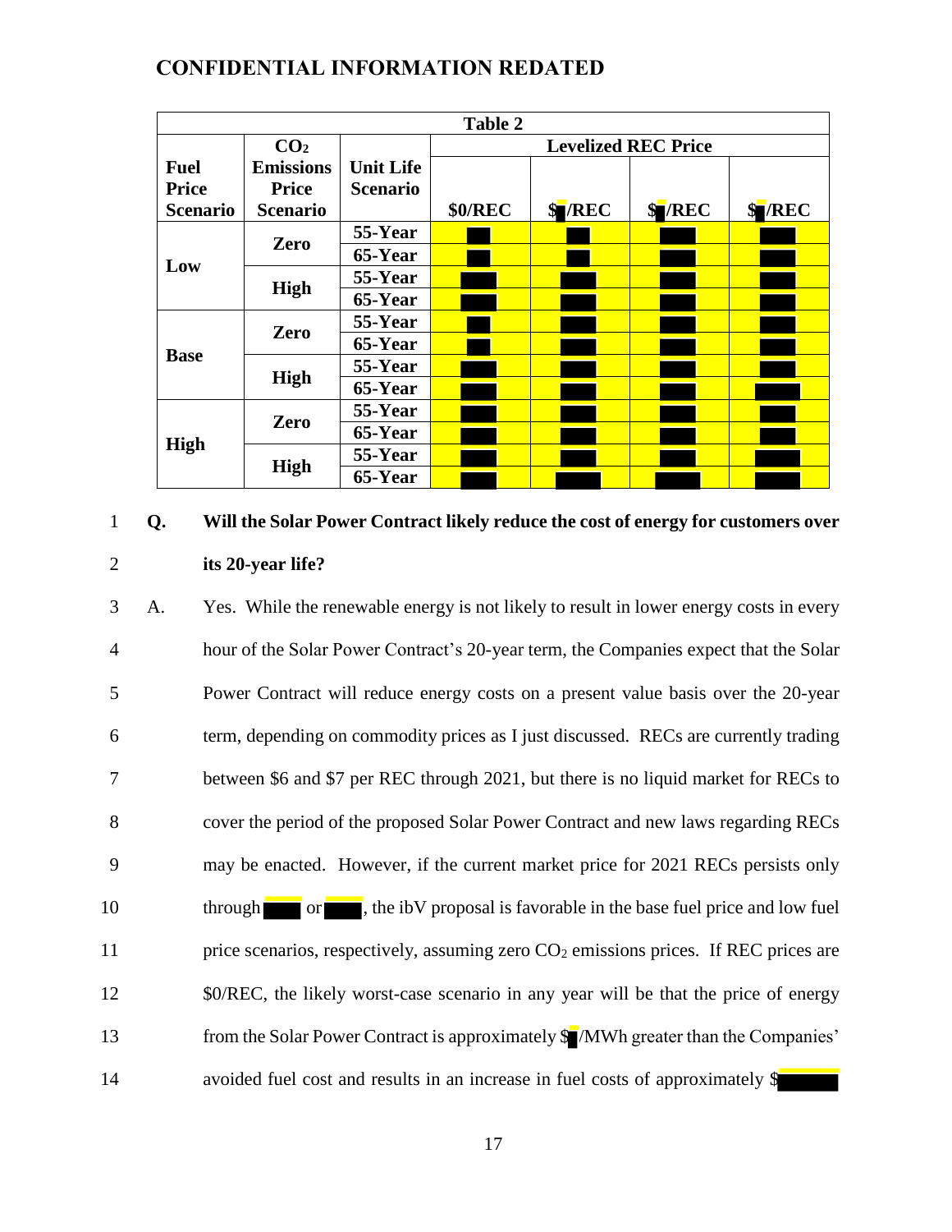**CONFIDENTIAL INFORMATION REDACTED**

| Table 2 | | | | | | |
|---|---|---|---|---|---|---|
| Fuel Price Scenario | $CO_2$ Emissions Price Scenario | Unit Life Scenario | Levelized REC Price | | | |
| | | | $0/REC | $█/REC | $█/REC | $█/REC |
| Low | Zero | 55-Year | █ | █ | █ | █ |
| | | 65-Year | █ | █ | █ | █ |
| | High | 55-Year | █ | █ | █ | █ |
| | | 65-Year | █ | █ | █ | █ |
| Base | Zero | 55-Year | █ | █ | █ | █ |
| | | 65-Year | █ | █ | █ | █ |
| | High | 55-Year | █ | █ | █ | █ |
| | | 65-Year | █ | █ | █ | █ |
| High | Zero | 55-Year | █ | █ | █ | █ |
| | | 65-Year | █ | █ | █ | █ |
| | High | 55-Year | █ | █ | █ | █ |
| | | 65-Year | █ | █ | █ | █ |

**Q. Will the Solar Power Contract likely reduce the cost of energy for customers over its 20-year life?**

A. Yes. While the renewable energy is not likely to result in lower energy costs in every hour of the Solar Power Contract's 20-year term, the Companies expect that the Solar Power Contract will reduce energy costs on a present value basis over the 20-year term, depending on commodity prices as I just discussed. RECs are currently trading between $6 and $7 per REC through 2021, but there is no liquid market for RECs to cover the period of the proposed Solar Power Contract and new laws regarding RECs may be enacted. However, if the current market price for 2021 RECs persists only through █ or █, the ibV proposal is favorable in the base fuel price and low fuel price scenarios, respectively, assuming zero $CO_2$ emissions prices. If REC prices are $0/REC, the likely worst-case scenario in any year will be that the price of energy from the Solar Power Contract is approximately $█/MWh greater than the Companies' avoided fuel cost and results in an increase in fuel costs of approximately $█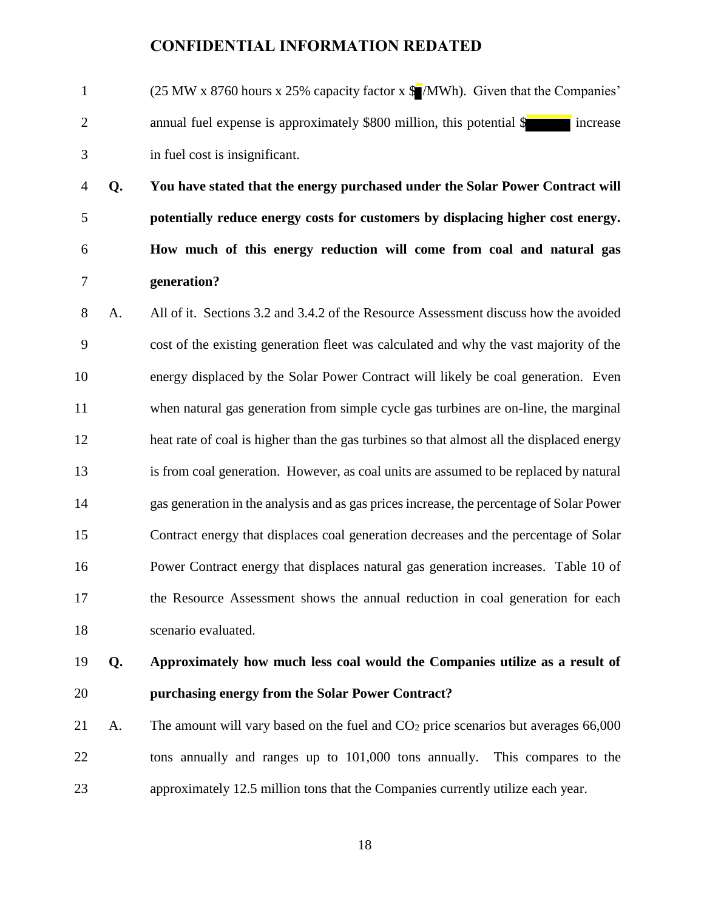**CONFIDENTIAL INFORMATION REDATED**

(25 MW x 8760 hours x 25% capacity factor x $█/MWh). Given that the Companies' annual fuel expense is approximately $800 million, this potential $██████ increase in fuel cost is insignificant.

**Q. You have stated that the energy purchased under the Solar Power Contract will potentially reduce energy costs for customers by displacing higher cost energy. How much of this energy reduction will come from coal and natural gas generation?**

A. All of it. Sections 3.2 and 3.4.2 of the Resource Assessment discuss how the avoided cost of the existing generation fleet was calculated and why the vast majority of the energy displaced by the Solar Power Contract will likely be coal generation. Even when natural gas generation from simple cycle gas turbines are on-line, the marginal heat rate of coal is higher than the gas turbines so that almost all the displaced energy is from coal generation. However, as coal units are assumed to be replaced by natural gas generation in the analysis and as gas prices increase, the percentage of Solar Power Contract energy that displaces coal generation decreases and the percentage of Solar Power Contract energy that displaces natural gas generation increases. Table 10 of the Resource Assessment shows the annual reduction in coal generation for each scenario evaluated.

**Q. Approximately how much less coal would the Companies utilize as a result of purchasing energy from the Solar Power Contract?**

A. The amount will vary based on the fuel and $CO_2$ price scenarios but averages 66,000 tons annually and ranges up to 101,000 tons annually. This compares to the approximately 12.5 million tons that the Companies currently utilize each year.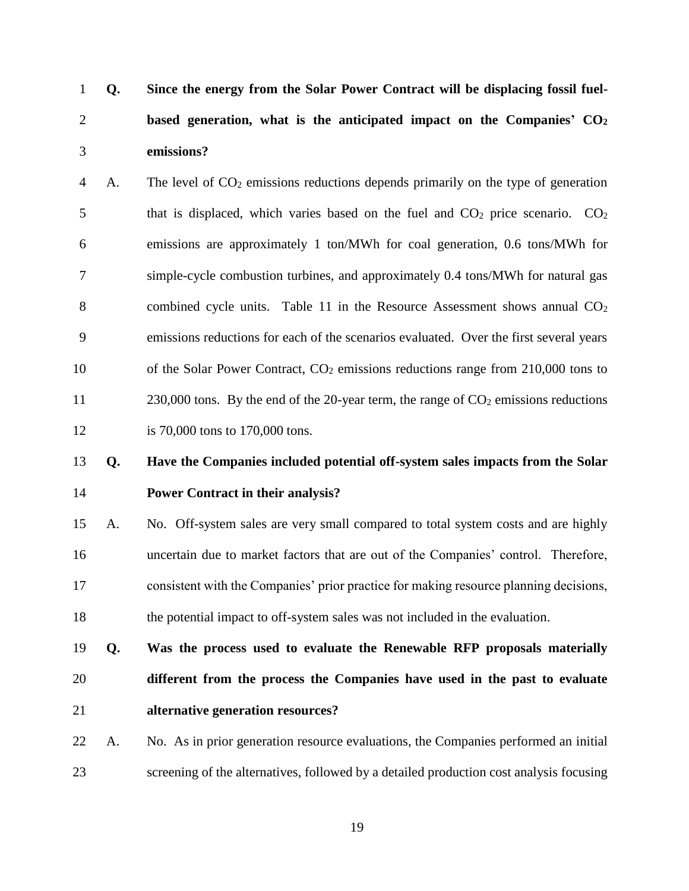**Q. Since the energy from the Solar Power Contract will be displacing fossil fuel-based generation, what is the anticipated impact on the Companies' $CO_2$ emissions?**

A. The level of $CO_2$ emissions reductions depends primarily on the type of generation that is displaced, which varies based on the fuel and $CO_2$ price scenario. $CO_2$ emissions are approximately 1 ton/MWh for coal generation, 0.6 tons/MWh for simple-cycle combustion turbines, and approximately 0.4 tons/MWh for natural gas combined cycle units. Table 11 in the Resource Assessment shows annual $CO_2$ emissions reductions for each of the scenarios evaluated. Over the first several years of the Solar Power Contract, $CO_2$ emissions reductions range from 210,000 tons to 230,000 tons. By the end of the 20-year term, the range of $CO_2$ emissions reductions is 70,000 tons to 170,000 tons.

**Q. Have the Companies included potential off-system sales impacts from the Solar Power Contract in their analysis?**

A. No. Off-system sales are very small compared to total system costs and are highly uncertain due to market factors that are out of the Companies' control. Therefore, consistent with the Companies' prior practice for making resource planning decisions, the potential impact to off-system sales was not included in the evaluation.

**Q. Was the process used to evaluate the Renewable RFP proposals materially different from the process the Companies have used in the past to evaluate alternative generation resources?**

A. No. As in prior generation resource evaluations, the Companies performed an initial screening of the alternatives, followed by a detailed production cost analysis focusing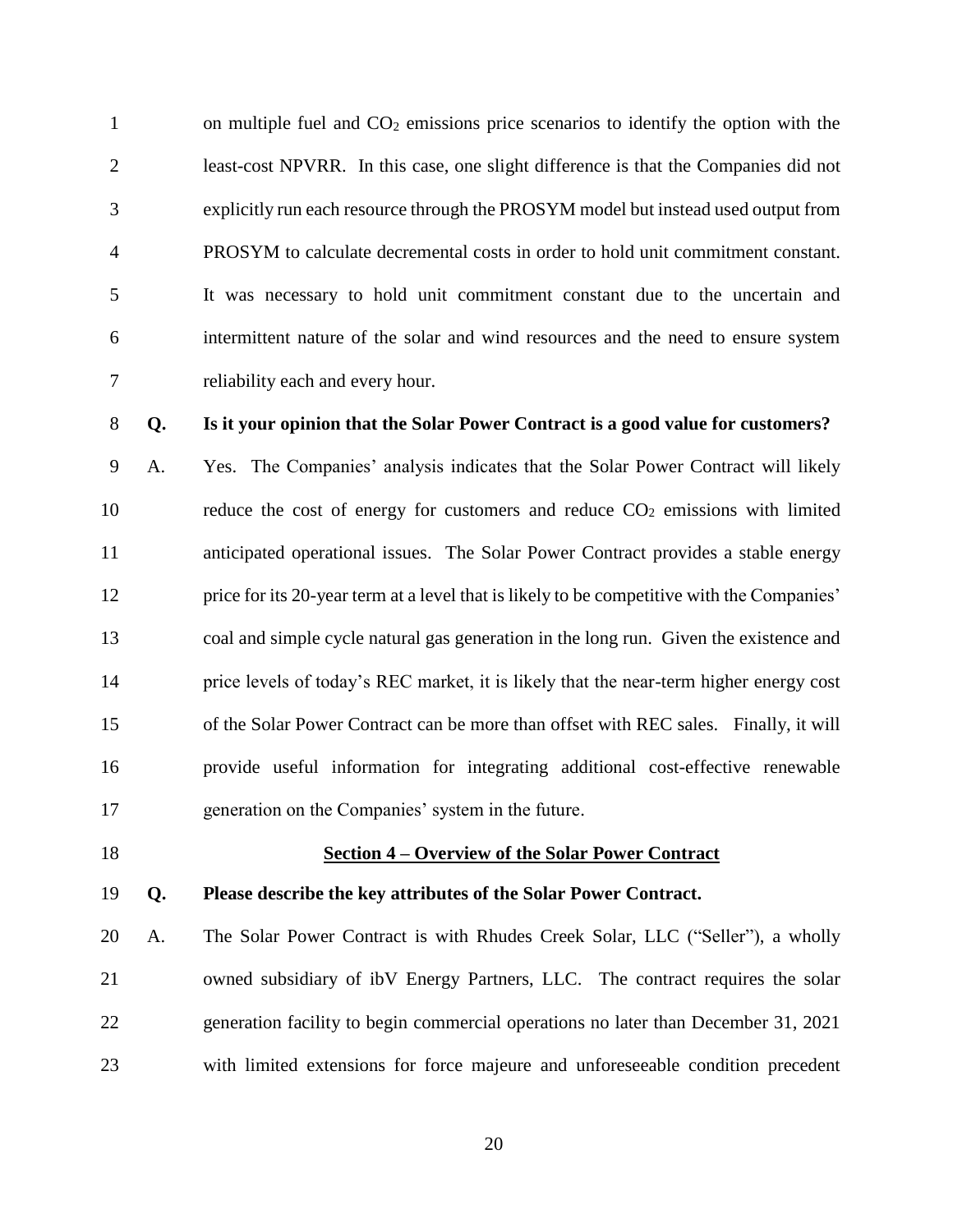on multiple fuel and $CO_2$ emissions price scenarios to identify the option with the least-cost NPVRR. In this case, one slight difference is that the Companies did not explicitly run each resource through the PROSYM model but instead used output from PROSYM to calculate decremental costs in order to hold unit commitment constant. It was necessary to hold unit commitment constant due to the uncertain and intermittent nature of the solar and wind resources and the need to ensure system reliability each and every hour.

**Q. Is it your opinion that the Solar Power Contract is a good value for customers?**

A. Yes. The Companies' analysis indicates that the Solar Power Contract will likely reduce the cost of energy for customers and reduce $CO_2$ emissions with limited anticipated operational issues. The Solar Power Contract provides a stable energy price for its 20-year term at a level that is likely to be competitive with the Companies' coal and simple cycle natural gas generation in the long run. Given the existence and price levels of today's REC market, it is likely that the near-term higher energy cost of the Solar Power Contract can be more than offset with REC sales. Finally, it will provide useful information for integrating additional cost-effective renewable generation on the Companies' system in the future.

## Section 4 – Overview of the Solar Power Contract

**Q. Please describe the key attributes of the Solar Power Contract.**

A. The Solar Power Contract is with Rhudes Creek Solar, LLC ("Seller"), a wholly owned subsidiary of ibV Energy Partners, LLC. The contract requires the solar generation facility to begin commercial operations no later than December 31, 2021 with limited extensions for force majeure and unforeseeable condition precedent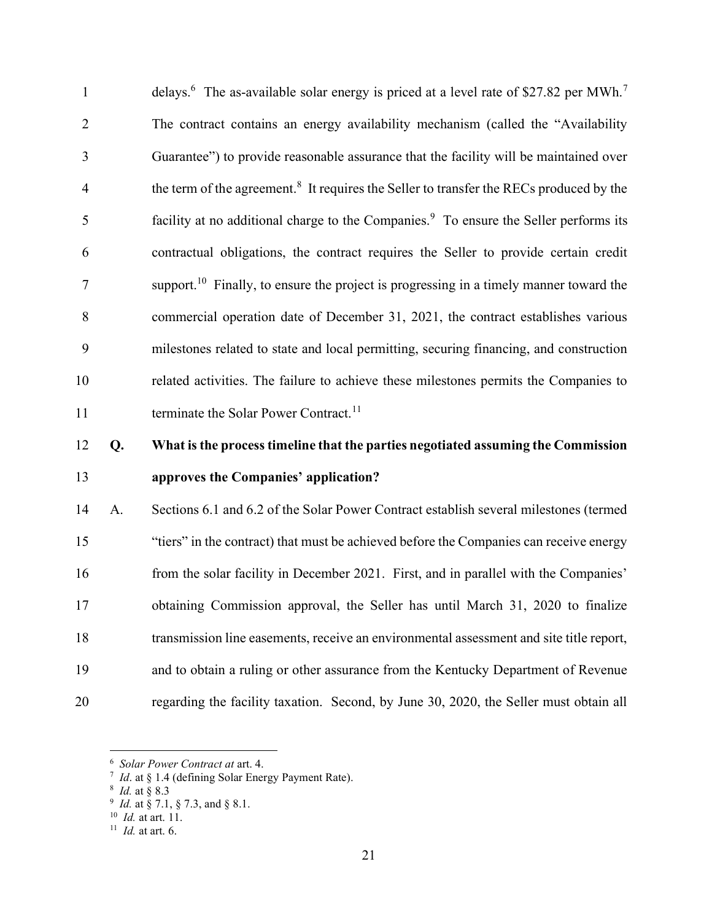delays.[6] The as-available solar energy is priced at a level rate of $27.82 per MWh.[7] The contract contains an energy availability mechanism (called the "Availability Guarantee") to provide reasonable assurance that the facility will be maintained over the term of the agreement.[8] It requires the Seller to transfer the RECs produced by the facility at no additional charge to the Companies.[9] To ensure the Seller performs its contractual obligations, the contract requires the Seller to provide certain credit support.[10] Finally, to ensure the project is progressing in a timely manner toward the commercial operation date of December 31, 2021, the contract establishes various milestones related to state and local permitting, securing financing, and construction related activities. The failure to achieve these milestones permits the Companies to terminate the Solar Power Contract.[11]

**Q. What is the process timeline that the parties negotiated assuming the Commission approves the Companies' application?**

A. Sections 6.1 and 6.2 of the Solar Power Contract establish several milestones (termed "tiers" in the contract) that must be achieved before the Companies can receive energy from the solar facility in December 2021. First, and in parallel with the Companies' obtaining Commission approval, the Seller has until March 31, 2020 to finalize transmission line easements, receive an environmental assessment and site title report, and to obtain a ruling or other assurance from the Kentucky Department of Revenue regarding the facility taxation. Second, by June 30, 2020, the Seller must obtain all

---

[6] *Solar Power Contract at* art. 4.
[7] *Id*. at § 1.4 (defining Solar Energy Payment Rate).
[8] *Id.* at § 8.3
[9] *Id.* at § 7.1, § 7.3, and § 8.1.
[10] *Id.* at art. 11.
[11] *Id.* at art. 6.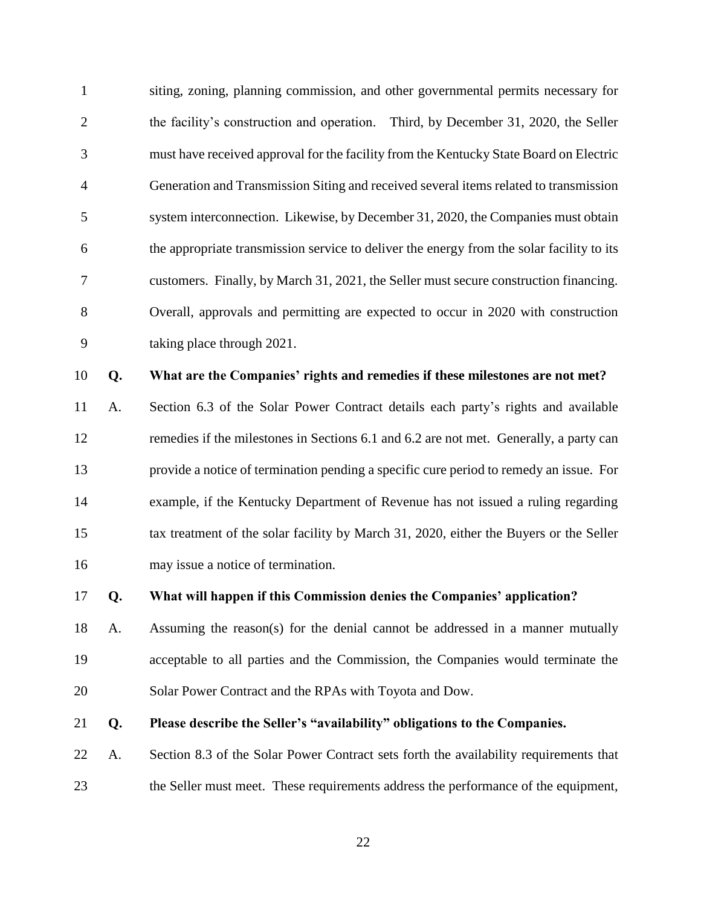siting, zoning, planning commission, and other governmental permits necessary for the facility's construction and operation. Third, by December 31, 2020, the Seller must have received approval for the facility from the Kentucky State Board on Electric Generation and Transmission Siting and received several items related to transmission system interconnection. Likewise, by December 31, 2020, the Companies must obtain the appropriate transmission service to deliver the energy from the solar facility to its customers. Finally, by March 31, 2021, the Seller must secure construction financing. Overall, approvals and permitting are expected to occur in 2020 with construction taking place through 2021.

**Q. What are the Companies' rights and remedies if these milestones are not met?**

A. Section 6.3 of the Solar Power Contract details each party's rights and available remedies if the milestones in Sections 6.1 and 6.2 are not met. Generally, a party can provide a notice of termination pending a specific cure period to remedy an issue. For example, if the Kentucky Department of Revenue has not issued a ruling regarding tax treatment of the solar facility by March 31, 2020, either the Buyers or the Seller may issue a notice of termination.

**Q. What will happen if this Commission denies the Companies' application?**

A. Assuming the reason(s) for the denial cannot be addressed in a manner mutually acceptable to all parties and the Commission, the Companies would terminate the Solar Power Contract and the RPAs with Toyota and Dow.

**Q. Please describe the Seller's "availability" obligations to the Companies.**

A. Section 8.3 of the Solar Power Contract sets forth the availability requirements that the Seller must meet. These requirements address the performance of the equipment,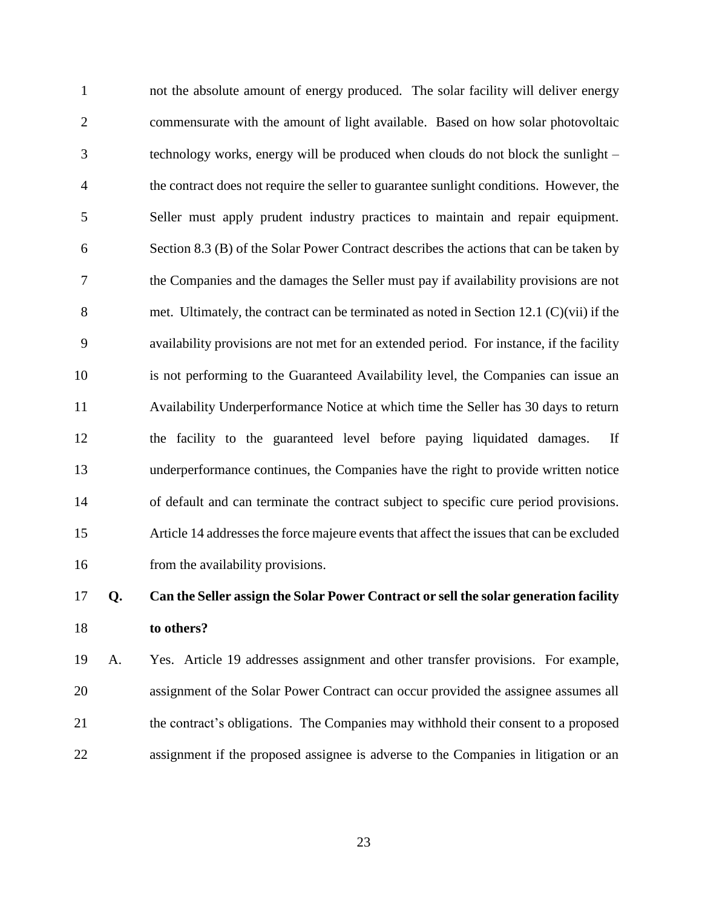not the absolute amount of energy produced. The solar facility will deliver energy commensurate with the amount of light available. Based on how solar photovoltaic technology works, energy will be produced when clouds do not block the sunlight – the contract does not require the seller to guarantee sunlight conditions. However, the Seller must apply prudent industry practices to maintain and repair equipment. Section 8.3 (B) of the Solar Power Contract describes the actions that can be taken by the Companies and the damages the Seller must pay if availability provisions are not met. Ultimately, the contract can be terminated as noted in Section 12.1 (C)(vii) if the availability provisions are not met for an extended period. For instance, if the facility is not performing to the Guaranteed Availability level, the Companies can issue an Availability Underperformance Notice at which time the Seller has 30 days to return the facility to the guaranteed level before paying liquidated damages. If underperformance continues, the Companies have the right to provide written notice of default and can terminate the contract subject to specific cure period provisions. Article 14 addresses the force majeure events that affect the issues that can be excluded from the availability provisions.

**Q. Can the Seller assign the Solar Power Contract or sell the solar generation facility to others?**

A. Yes. Article 19 addresses assignment and other transfer provisions. For example, assignment of the Solar Power Contract can occur provided the assignee assumes all the contract's obligations. The Companies may withhold their consent to a proposed assignment if the proposed assignee is adverse to the Companies in litigation or an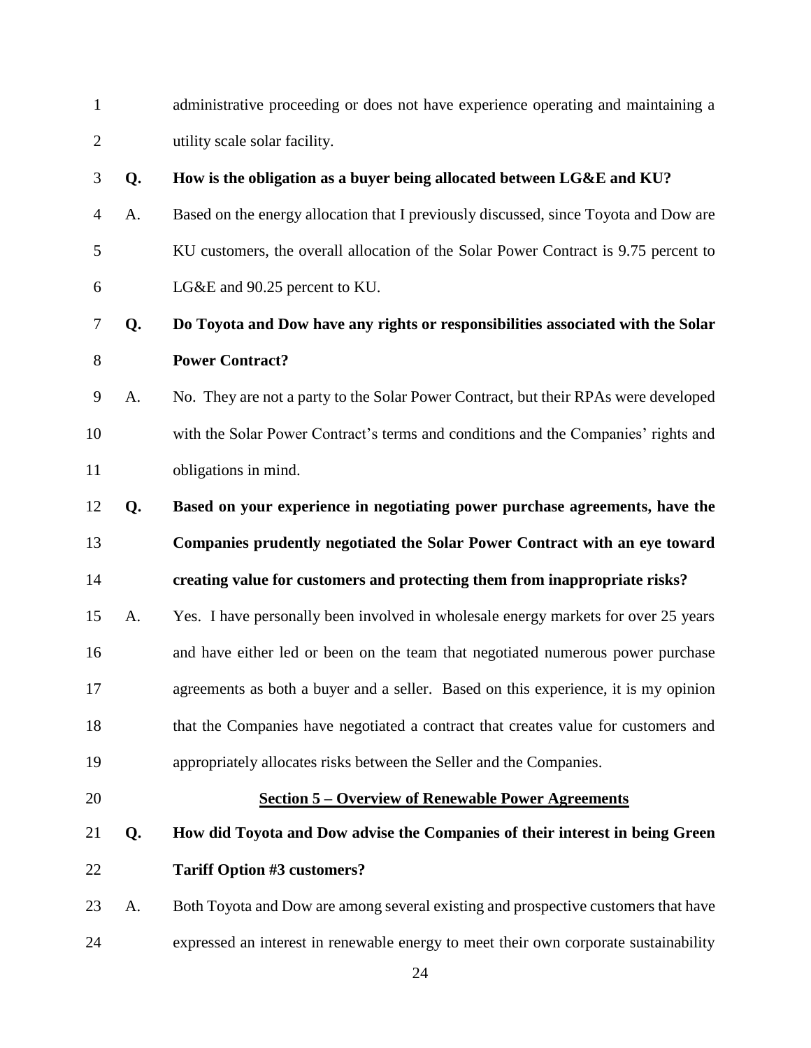administrative proceeding or does not have experience operating and maintaining a utility scale solar facility.

**Q. How is the obligation as a buyer being allocated between LG&E and KU?**

A. Based on the energy allocation that I previously discussed, since Toyota and Dow are KU customers, the overall allocation of the Solar Power Contract is 9.75 percent to LG&E and 90.25 percent to KU.

**Q. Do Toyota and Dow have any rights or responsibilities associated with the Solar Power Contract?**

A. No. They are not a party to the Solar Power Contract, but their RPAs were developed with the Solar Power Contract's terms and conditions and the Companies' rights and obligations in mind.

**Q. Based on your experience in negotiating power purchase agreements, have the Companies prudently negotiated the Solar Power Contract with an eye toward creating value for customers and protecting them from inappropriate risks?**

A. Yes. I have personally been involved in wholesale energy markets for over 25 years and have either led or been on the team that negotiated numerous power purchase agreements as both a buyer and a seller. Based on this experience, it is my opinion that the Companies have negotiated a contract that creates value for customers and appropriately allocates risks between the Seller and the Companies.

## Section 5 – Overview of Renewable Power Agreements

**Q. How did Toyota and Dow advise the Companies of their interest in being Green Tariff Option #3 customers?**

A. Both Toyota and Dow are among several existing and prospective customers that have expressed an interest in renewable energy to meet their own corporate sustainability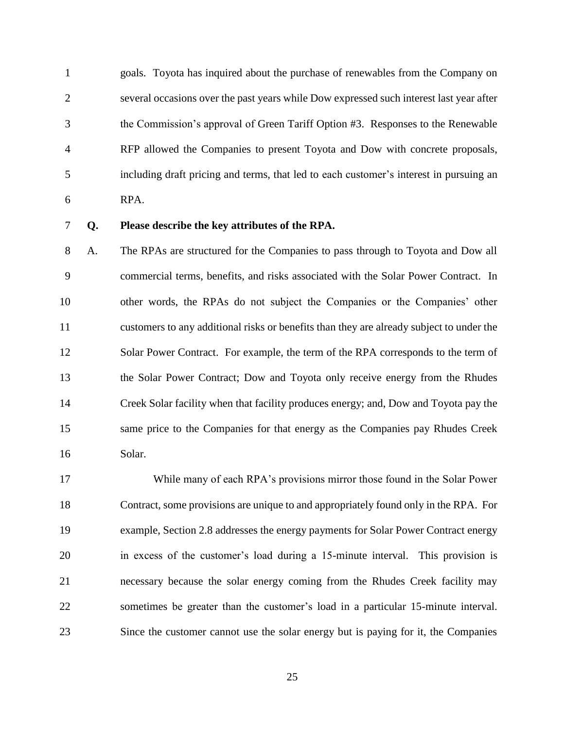goals. Toyota has inquired about the purchase of renewables from the Company on several occasions over the past years while Dow expressed such interest last year after the Commission's approval of Green Tariff Option #3. Responses to the Renewable RFP allowed the Companies to present Toyota and Dow with concrete proposals, including draft pricing and terms, that led to each customer's interest in pursuing an RPA.

**Q. Please describe the key attributes of the RPA.**

A. The RPAs are structured for the Companies to pass through to Toyota and Dow all commercial terms, benefits, and risks associated with the Solar Power Contract. In other words, the RPAs do not subject the Companies or the Companies' other customers to any additional risks or benefits than they are already subject to under the Solar Power Contract. For example, the term of the RPA corresponds to the term of the Solar Power Contract; Dow and Toyota only receive energy from the Rhudes Creek Solar facility when that facility produces energy; and, Dow and Toyota pay the same price to the Companies for that energy as the Companies pay Rhudes Creek Solar.

While many of each RPA's provisions mirror those found in the Solar Power Contract, some provisions are unique to and appropriately found only in the RPA. For example, Section 2.8 addresses the energy payments for Solar Power Contract energy in excess of the customer's load during a 15-minute interval. This provision is necessary because the solar energy coming from the Rhudes Creek facility may sometimes be greater than the customer's load in a particular 15-minute interval. Since the customer cannot use the solar energy but is paying for it, the Companies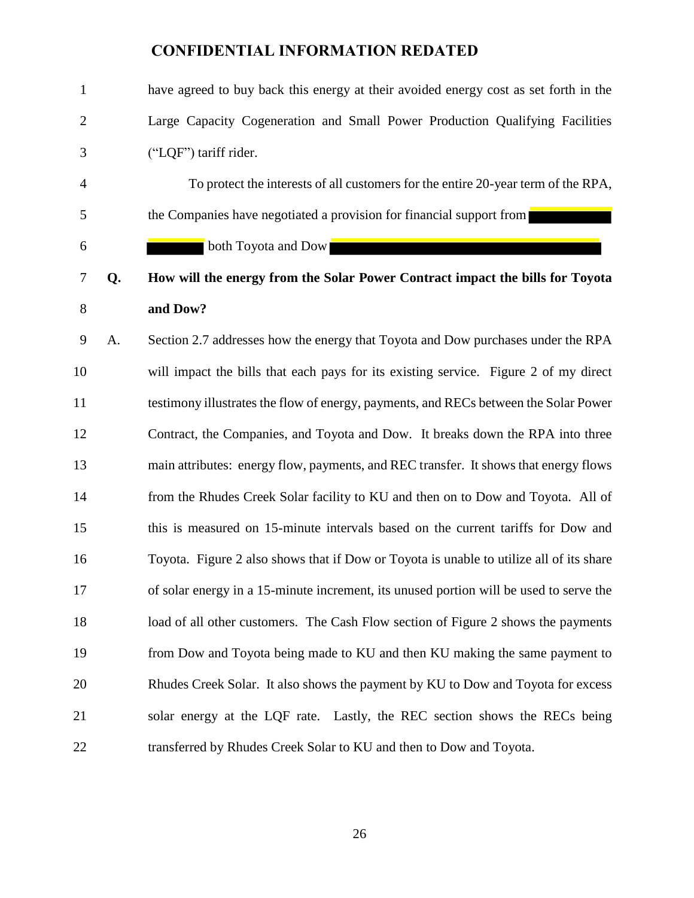**CONFIDENTIAL INFORMATION REDATED**

have agreed to buy back this energy at their avoided energy cost as set forth in the Large Capacity Cogeneration and Small Power Production Qualifying Facilities ("LQF") tariff rider.

To protect the interests of all customers for the entire 20-year term of the RPA, the Companies have negotiated a provision for financial support from [REDACTED] both Toyota and Dow [REDACTED]

**Q. How will the energy from the Solar Power Contract impact the bills for Toyota and Dow?**

A. Section 2.7 addresses how the energy that Toyota and Dow purchases under the RPA will impact the bills that each pays for its existing service. Figure 2 of my direct testimony illustrates the flow of energy, payments, and RECs between the Solar Power Contract, the Companies, and Toyota and Dow. It breaks down the RPA into three main attributes: energy flow, payments, and REC transfer. It shows that energy flows from the Rhudes Creek Solar facility to KU and then on to Dow and Toyota. All of this is measured on 15-minute intervals based on the current tariffs for Dow and Toyota. Figure 2 also shows that if Dow or Toyota is unable to utilize all of its share of solar energy in a 15-minute increment, its unused portion will be used to serve the load of all other customers. The Cash Flow section of Figure 2 shows the payments from Dow and Toyota being made to KU and then KU making the same payment to Rhudes Creek Solar. It also shows the payment by KU to Dow and Toyota for excess solar energy at the LQF rate. Lastly, the REC section shows the RECs being transferred by Rhudes Creek Solar to KU and then to Dow and Toyota.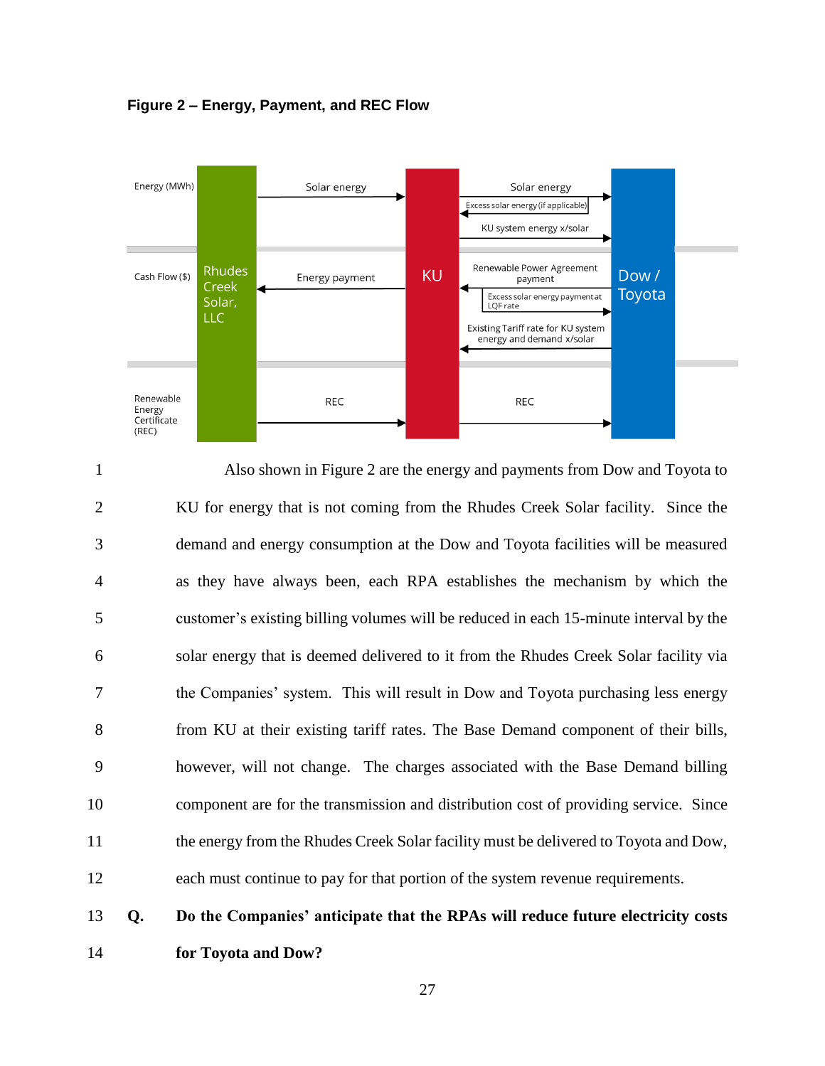**Figure 2 – Energy, Payment, and REC Flow**

Also shown in Figure 2 are the energy and payments from Dow and Toyota to KU for energy that is not coming from the Rhudes Creek Solar facility. Since the demand and energy consumption at the Dow and Toyota facilities will be measured as they have always been, each RPA establishes the mechanism by which the customer's existing billing volumes will be reduced in each 15-minute interval by the solar energy that is deemed delivered to it from the Rhudes Creek Solar facility via the Companies' system. This will result in Dow and Toyota purchasing less energy from KU at their existing tariff rates. The Base Demand component of their bills, however, will not change. The charges associated with the Base Demand billing component are for the transmission and distribution cost of providing service. Since the energy from the Rhudes Creek Solar facility must be delivered to Toyota and Dow, each must continue to pay for that portion of the system revenue requirements.

**Q. Do the Companies' anticipate that the RPAs will reduce future electricity costs for Toyota and Dow?**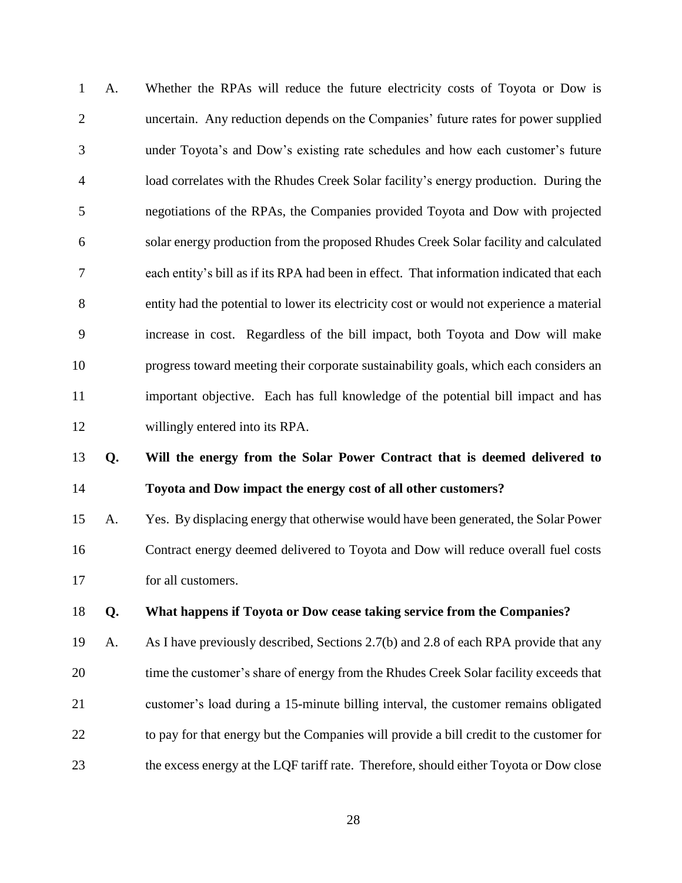A. Whether the RPAs will reduce the future electricity costs of Toyota or Dow is uncertain. Any reduction depends on the Companies' future rates for power supplied under Toyota's and Dow's existing rate schedules and how each customer's future load correlates with the Rhudes Creek Solar facility's energy production. During the negotiations of the RPAs, the Companies provided Toyota and Dow with projected solar energy production from the proposed Rhudes Creek Solar facility and calculated each entity's bill as if its RPA had been in effect. That information indicated that each entity had the potential to lower its electricity cost or would not experience a material increase in cost. Regardless of the bill impact, both Toyota and Dow will make progress toward meeting their corporate sustainability goals, which each considers an important objective. Each has full knowledge of the potential bill impact and has willingly entered into its RPA.

**Q. Will the energy from the Solar Power Contract that is deemed delivered to Toyota and Dow impact the energy cost of all other customers?**

A. Yes. By displacing energy that otherwise would have been generated, the Solar Power Contract energy deemed delivered to Toyota and Dow will reduce overall fuel costs for all customers.

**Q. What happens if Toyota or Dow cease taking service from the Companies?**

A. As I have previously described, Sections 2.7(b) and 2.8 of each RPA provide that any time the customer's share of energy from the Rhudes Creek Solar facility exceeds that customer's load during a 15-minute billing interval, the customer remains obligated to pay for that energy but the Companies will provide a bill credit to the customer for the excess energy at the LQF tariff rate. Therefore, should either Toyota or Dow close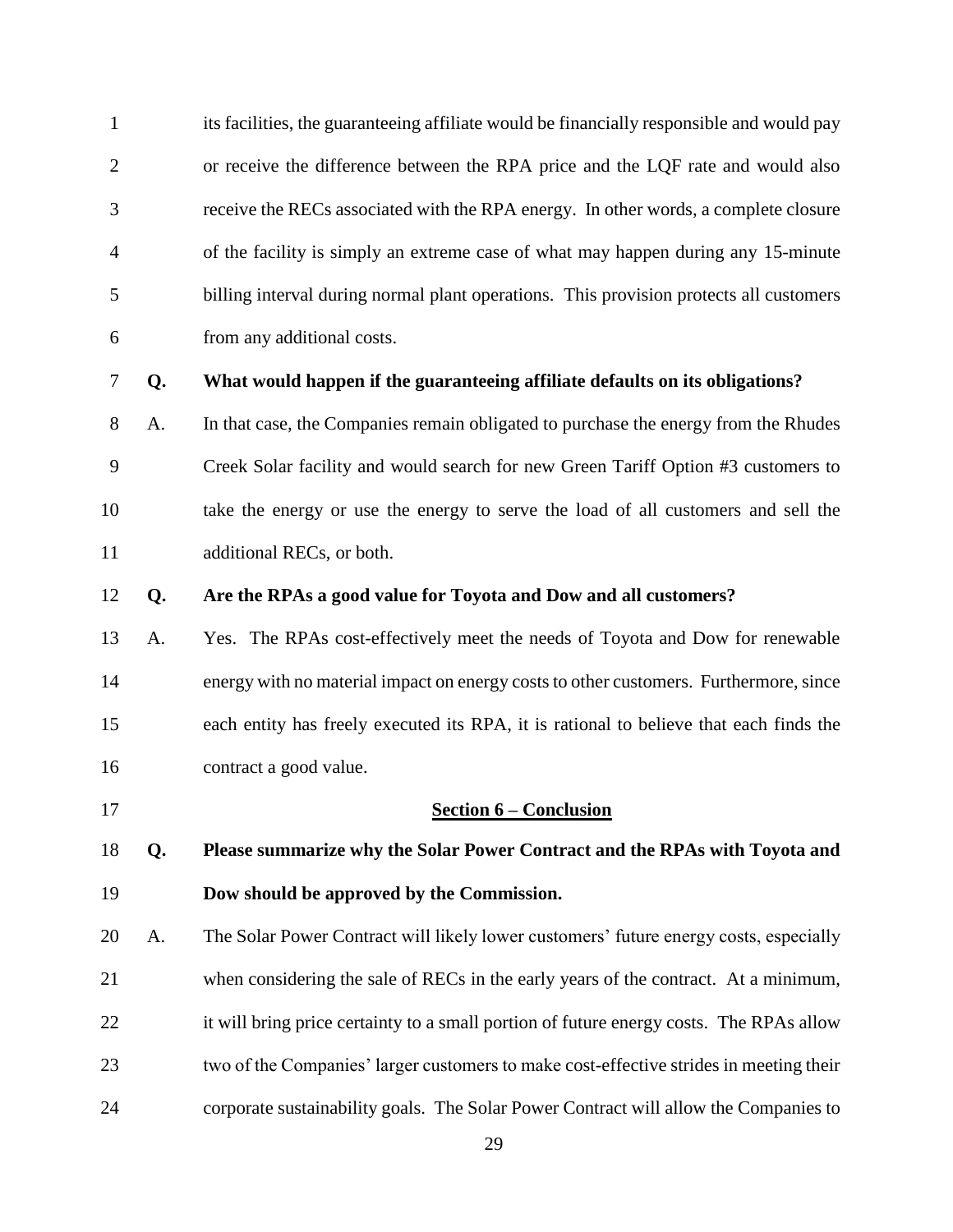its facilities, the guaranteeing affiliate would be financially responsible and would pay or receive the difference between the RPA price and the LQF rate and would also receive the RECs associated with the RPA energy. In other words, a complete closure of the facility is simply an extreme case of what may happen during any 15-minute billing interval during normal plant operations. This provision protects all customers from any additional costs.

**Q. What would happen if the guaranteeing affiliate defaults on its obligations?**

A. In that case, the Companies remain obligated to purchase the energy from the Rhudes Creek Solar facility and would search for new Green Tariff Option #3 customers to take the energy or use the energy to serve the load of all customers and sell the additional RECs, or both.

**Q. Are the RPAs a good value for Toyota and Dow and all customers?**

A. Yes. The RPAs cost-effectively meet the needs of Toyota and Dow for renewable energy with no material impact on energy costs to other customers. Furthermore, since each entity has freely executed its RPA, it is rational to believe that each finds the contract a good value.

## Section 6 – Conclusion

**Q. Please summarize why the Solar Power Contract and the RPAs with Toyota and Dow should be approved by the Commission.**

A. The Solar Power Contract will likely lower customers' future energy costs, especially when considering the sale of RECs in the early years of the contract. At a minimum, it will bring price certainty to a small portion of future energy costs. The RPAs allow two of the Companies' larger customers to make cost-effective strides in meeting their corporate sustainability goals. The Solar Power Contract will allow the Companies to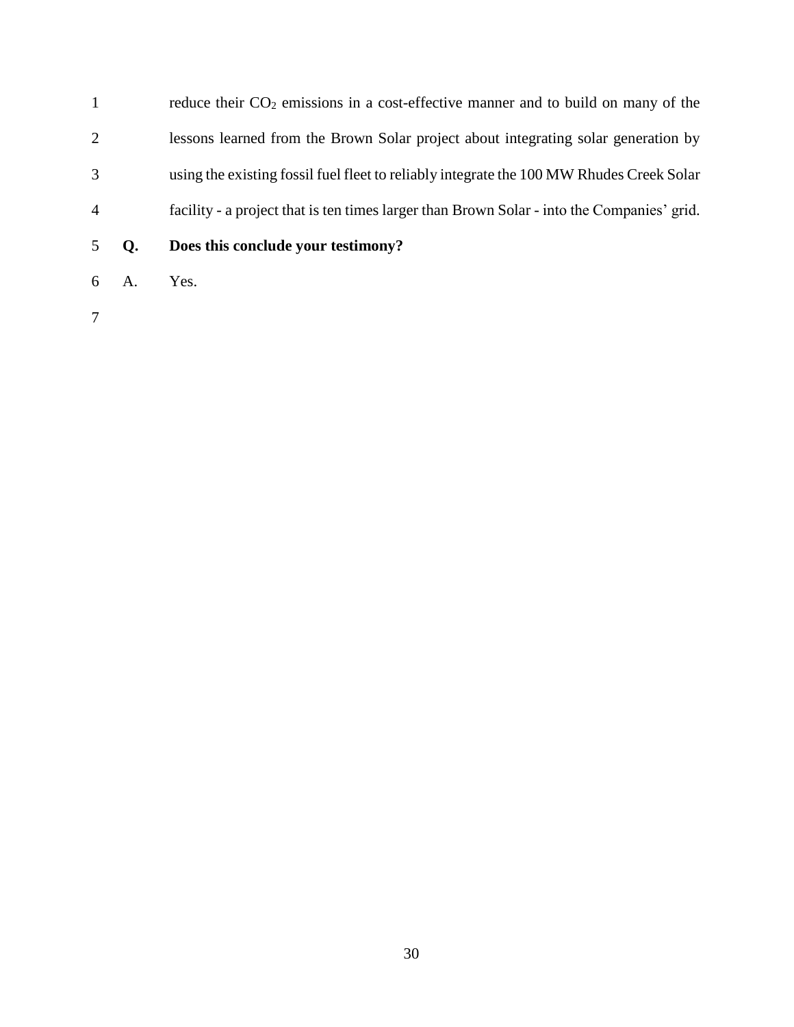reduce their $CO_2$ emissions in a cost-effective manner and to build on many of the lessons learned from the Brown Solar project about integrating solar generation by using the existing fossil fuel fleet to reliably integrate the 100 MW Rhudes Creek Solar facility - a project that is ten times larger than Brown Solar - into the Companies' grid.

**Q. Does this conclude your testimony?**

A. Yes.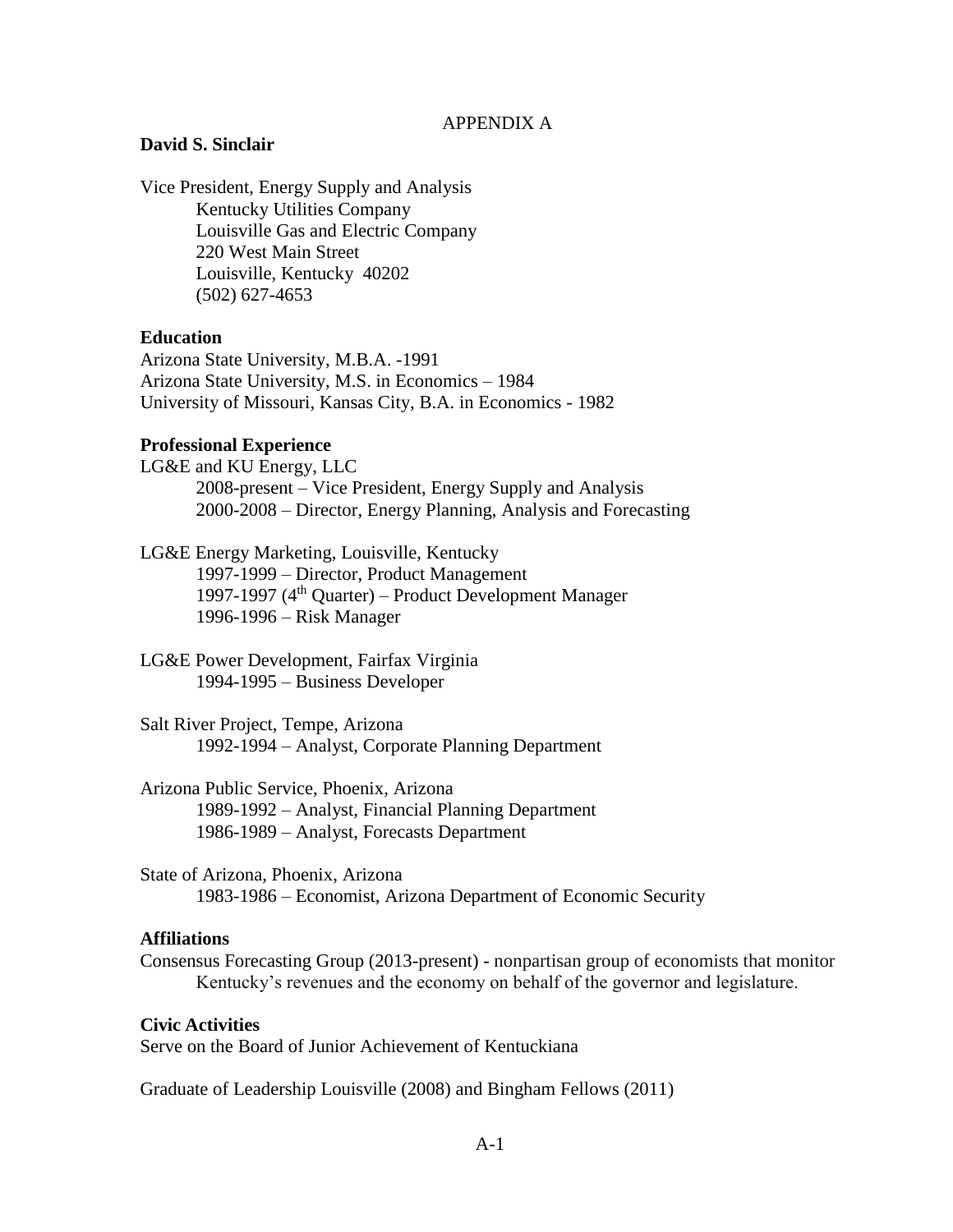APPENDIX A

**David S. Sinclair**

Vice President, Energy Supply and Analysis
Kentucky Utilities Company
Louisville Gas and Electric Company
220 West Main Street
Louisville, Kentucky 40202
(502) 627-4653

**Education**

Arizona State University, M.B.A. -1991
Arizona State University, M.S. in Economics – 1984
University of Missouri, Kansas City, B.A. in Economics - 1982

**Professional Experience**

LG&E and KU Energy, LLC
2008-present – Vice President, Energy Supply and Analysis
2000-2008 – Director, Energy Planning, Analysis and Forecasting

LG&E Energy Marketing, Louisville, Kentucky
1997-1999 – Director, Product Management
1997-1997 (4th Quarter) – Product Development Manager
1996-1996 – Risk Manager

LG&E Power Development, Fairfax Virginia
1994-1995 – Business Developer

Salt River Project, Tempe, Arizona
1992-1994 – Analyst, Corporate Planning Department

Arizona Public Service, Phoenix, Arizona
1989-1992 – Analyst, Financial Planning Department
1986-1989 – Analyst, Forecasts Department

State of Arizona, Phoenix, Arizona
1983-1986 – Economist, Arizona Department of Economic Security

**Affiliations**

Consensus Forecasting Group (2013-present) - nonpartisan group of economists that monitor Kentucky's revenues and the economy on behalf of the governor and legislature.

**Civic Activities**

Serve on the Board of Junior Achievement of Kentuckiana

Graduate of Leadership Louisville (2008) and Bingham Fellows (2011)